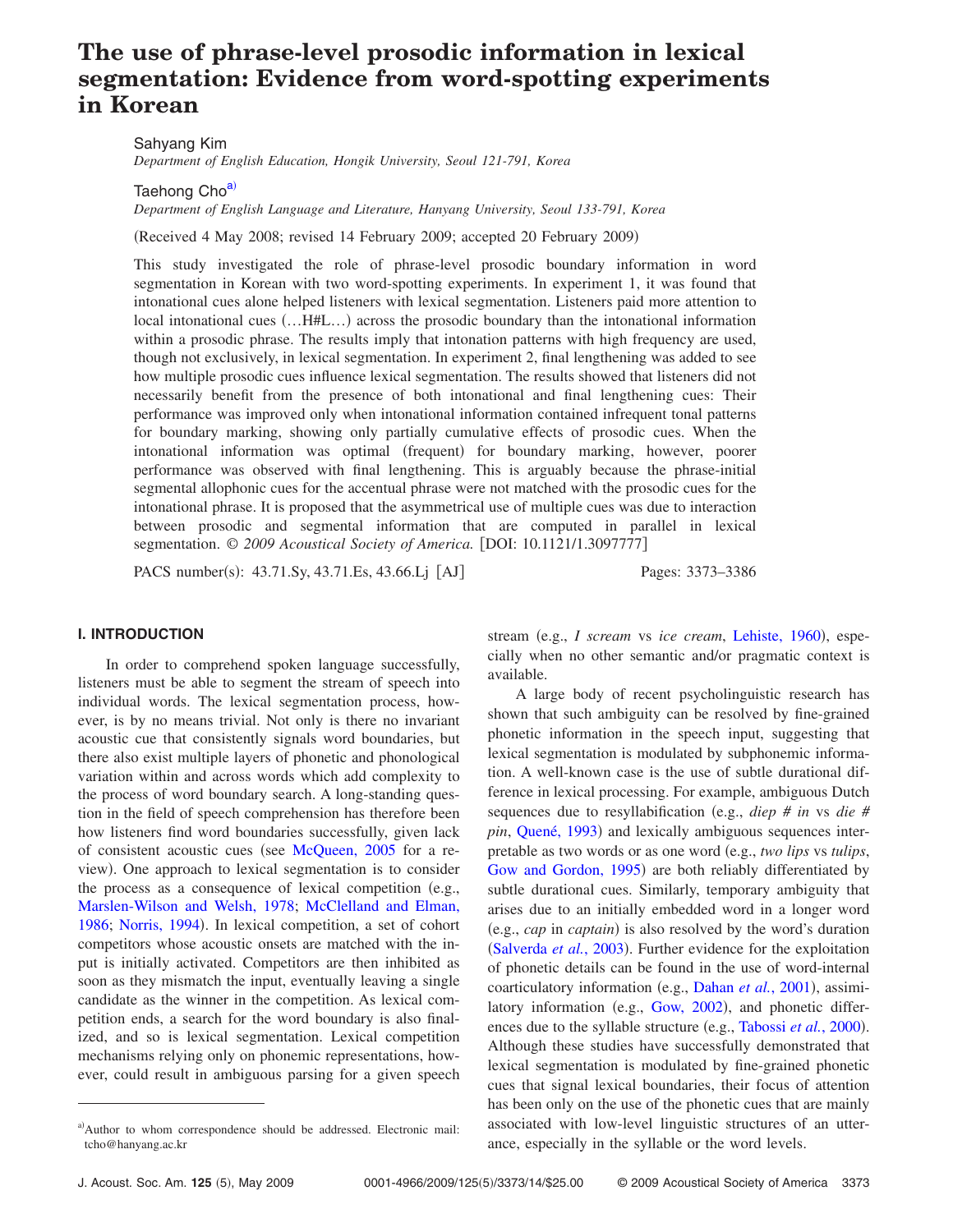# The use of phrase-level prosodic information in lexical segmentation: Evidence from word-spotting experiments in Korean

Sahyang Kim

*Department of English Education, Hongik University, Seoul 121-791, Korea*

Taehong Cho[a]

*Department of English Language and Literature, Hanyang University, Seoul 133-791, Korea*

(Received 4 May 2008; revised 14 February 2009; accepted 20 February 2009)

This study investigated the role of phrase-level prosodic boundary information in word segmentation in Korean with two word-spotting experiments. In experiment 1, it was found that intonational cues alone helped listeners with lexical segmentation. Listeners paid more attention to local intonational cues (…H#L…) across the prosodic boundary than the intonational information within a prosodic phrase. The results imply that intonation patterns with high frequency are used, though not exclusively, in lexical segmentation. In experiment 2, final lengthening was added to see how multiple prosodic cues influence lexical segmentation. The results showed that listeners did not necessarily benefit from the presence of both intonational and final lengthening cues: Their performance was improved only when intonational information contained infrequent tonal patterns for boundary marking, showing only partially cumulative effects of prosodic cues. When the intonational information was optimal (frequent) for boundary marking, however, poorer performance was observed with final lengthening. This is arguably because the phrase-initial segmental allophonic cues for the accentual phrase were not matched with the prosodic cues for the intonational phrase. It is proposed that the asymmetrical use of multiple cues was due to interaction between prosodic and segmental information that are computed in parallel in lexical segmentation. *© 2009 Acoustical Society of America.* [DOI: 10.1121/1.3097777]

PACS number(s): 43.71.Sy, 43.71.Es, 43.66.Lj [AJ]    Pages: 3373–3386

## I. INTRODUCTION

In order to comprehend spoken language successfully, listeners must be able to segment the stream of speech into individual words. The lexical segmentation process, however, is by no means trivial. Not only is there no invariant acoustic cue that consistently signals word boundaries, but there also exist multiple layers of phonetic and phonological variation within and across words which add complexity to the process of word boundary search. A long-standing question in the field of speech comprehension has therefore been how listeners find word boundaries successfully, given lack of consistent acoustic cues (see McQueen, 2005 for a review). One approach to lexical segmentation is to consider the process as a consequence of lexical competition (e.g., Marslen-Wilson and Welsh, 1978; McClelland and Elman, 1986; Norris, 1994). In lexical competition, a set of cohort competitors whose acoustic onsets are matched with the input is initially activated. Competitors are then inhibited as soon as they mismatch the input, eventually leaving a single candidate as the winner in the competition. As lexical competition ends, a search for the word boundary is also finalized, and so is lexical segmentation. Lexical competition mechanisms relying only on phonemic representations, however, could result in ambiguous parsing for a given speech stream (e.g., *I scream* vs *ice cream*, Lehiste, 1960), especially when no other semantic and/or pragmatic context is available.

A large body of recent psycholinguistic research has shown that such ambiguity can be resolved by fine-grained phonetic information in the speech input, suggesting that lexical segmentation is modulated by subphonemic information. A well-known case is the use of subtle durational difference in lexical processing. For example, ambiguous Dutch sequences due to resyllabification (e.g., *diep # in* vs *die # pin*, Quené, 1993) and lexically ambiguous sequences interpretable as two words or as one word (e.g., *two lips* vs *tulips*, Gow and Gordon, 1995) are both reliably differentiated by subtle durational cues. Similarly, temporary ambiguity that arises due to an initially embedded word in a longer word (e.g., *cap* in *captain*) is also resolved by the word's duration (Salverda *et al.*, 2003). Further evidence for the exploitation of phonetic details can be found in the use of word-internal coarticulatory information (e.g., Dahan *et al.*, 2001), assimilatory information (e.g., Gow, 2002), and phonetic differences due to the syllable structure (e.g., Tabossi *et al.*, 2000). Although these studies have successfully demonstrated that lexical segmentation is modulated by fine-grained phonetic cues that signal lexical boundaries, their focus of attention has been only on the use of the phonetic cues that are mainly associated with low-level linguistic structures of an utterance, especially in the syllable or the word levels.

---

[a]Author to whom correspondence should be addressed. Electronic mail: tcho@hanyang.ac.kr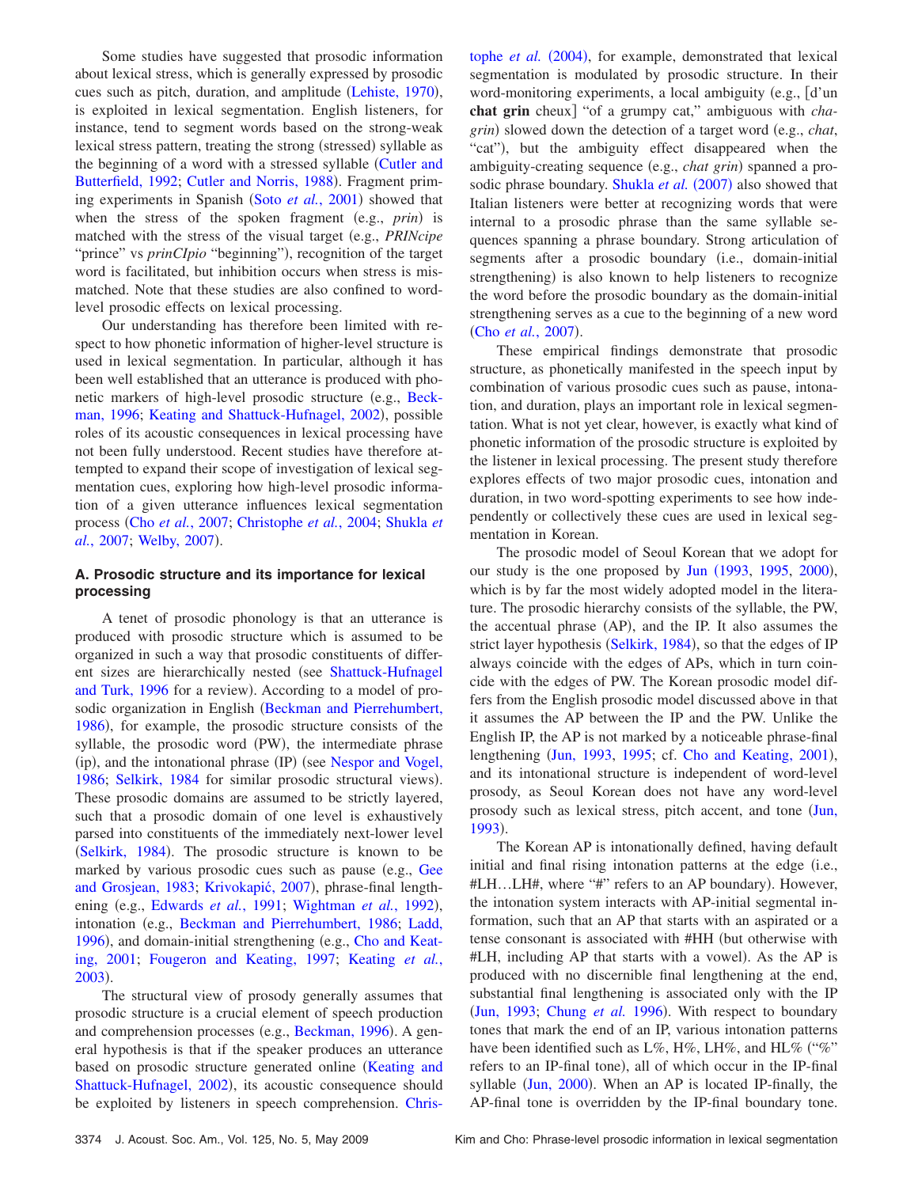Some studies have suggested that prosodic information about lexical stress, which is generally expressed by prosodic cues such as pitch, duration, and amplitude (Lehiste, 1970), is exploited in lexical segmentation. English listeners, for instance, tend to segment words based on the strong-weak lexical stress pattern, treating the strong (stressed) syllable as the beginning of a word with a stressed syllable (Cutler and Butterfield, 1992; Cutler and Norris, 1988). Fragment priming experiments in Spanish (Soto *et al.*, 2001) showed that when the stress of the spoken fragment (e.g., *prin*) is matched with the stress of the visual target (e.g., *PRINcipe* "prince" vs *prinCIpio* "beginning"), recognition of the target word is facilitated, but inhibition occurs when stress is mismatched. Note that these studies are also confined to word-level prosodic effects on lexical processing.

Our understanding has therefore been limited with respect to how phonetic information of higher-level structure is used in lexical segmentation. In particular, although it has been well established that an utterance is produced with phonetic markers of high-level prosodic structure (e.g., Beckman, 1996; Keating and Shattuck-Hufnagel, 2002), possible roles of its acoustic consequences in lexical processing have not been fully understood. Recent studies have therefore attempted to expand their scope of investigation of lexical segmentation cues, exploring how high-level prosodic information of a given utterance influences lexical segmentation process (Cho *et al.*, 2007; Christophe *et al.*, 2004; Shukla *et al.*, 2007; Welby, 2007).

### A. Prosodic structure and its importance for lexical processing

A tenet of prosodic phonology is that an utterance is produced with prosodic structure which is assumed to be organized in such a way that prosodic constituents of different sizes are hierarchically nested (see Shattuck-Hufnagel and Turk, 1996 for a review). According to a model of prosodic organization in English (Beckman and Pierrehumbert, 1986), for example, the prosodic structure consists of the syllable, the prosodic word (PW), the intermediate phrase (ip), and the intonational phrase (IP) (see Nespor and Vogel, 1986; Selkirk, 1984 for similar prosodic structural views). These prosodic domains are assumed to be strictly layered, such that a prosodic domain of one level is exhaustively parsed into constituents of the immediately next-lower level (Selkirk, 1984). The prosodic structure is known to be marked by various prosodic cues such as pause (e.g., Gee and Grosjean, 1983; Krivokapić, 2007), phrase-final lengthening (e.g., Edwards *et al.*, 1991; Wightman *et al.*, 1992), intonation (e.g., Beckman and Pierrehumbert, 1986; Ladd, 1996), and domain-initial strengthening (e.g., Cho and Keating, 2001; Fougeron and Keating, 1997; Keating *et al.*, 2003).

The structural view of prosody generally assumes that prosodic structure is a crucial element of speech production and comprehension processes (e.g., Beckman, 1996). A general hypothesis is that if the speaker produces an utterance based on prosodic structure generated online (Keating and Shattuck-Hufnagel, 2002), its acoustic consequence should be exploited by listeners in speech comprehension. Christophe *et al.* (2004), for example, demonstrated that lexical segmentation is modulated by prosodic structure. In their word-monitoring experiments, a local ambiguity (e.g., [d'un **chat grin** cheux] "of a grumpy cat," ambiguous with *chagrin*) slowed down the detection of a target word (e.g., *chat*, "cat"), but the ambiguity effect disappeared when the ambiguity-creating sequence (e.g., *chat grin*) spanned a prosodic phrase boundary. Shukla *et al.* (2007) also showed that Italian listeners were better at recognizing words that were internal to a prosodic phrase than the same syllable sequences spanning a phrase boundary. Strong articulation of segments after a prosodic boundary (i.e., domain-initial strengthening) is also known to help listeners to recognize the word before the prosodic boundary as the domain-initial strengthening serves as a cue to the beginning of a new word (Cho *et al.*, 2007).

These empirical findings demonstrate that prosodic structure, as phonetically manifested in the speech input by combination of various prosodic cues such as pause, intonation, and duration, plays an important role in lexical segmentation. What is not yet clear, however, is exactly what kind of phonetic information of the prosodic structure is exploited by the listener in lexical processing. The present study therefore explores effects of two major prosodic cues, intonation and duration, in two word-spotting experiments to see how independently or collectively these cues are used in lexical segmentation in Korean.

The prosodic model of Seoul Korean that we adopt for our study is the one proposed by Jun (1993, 1995, 2000), which is by far the most widely adopted model in the literature. The prosodic hierarchy consists of the syllable, the PW, the accentual phrase (AP), and the IP. It also assumes the strict layer hypothesis (Selkirk, 1984), so that the edges of IP always coincide with the edges of APs, which in turn coincide with the edges of PW. The Korean prosodic model differs from the English prosodic model discussed above in that it assumes the AP between the IP and the PW. Unlike the English IP, the AP is not marked by a noticeable phrase-final lengthening (Jun, 1993, 1995; cf. Cho and Keating, 2001), and its intonational structure is independent of word-level prosody, as Seoul Korean does not have any word-level prosody such as lexical stress, pitch accent, and tone (Jun, 1993).

The Korean AP is intonationally defined, having default initial and final rising intonation patterns at the edge (i.e., #LH…LH#, where "#" refers to an AP boundary). However, the intonation system interacts with AP-initial segmental information, such that an AP that starts with an aspirated or a tense consonant is associated with #HH (but otherwise with #LH, including AP that starts with a vowel). As the AP is produced with no discernible final lengthening at the end, substantial final lengthening is associated only with the IP (Jun, 1993; Chung *et al.* 1996). With respect to boundary tones that mark the end of an IP, various intonation patterns have been identified such as L%, H%, LH%, and HL% ("%" refers to an IP-final tone), all of which occur in the IP-final syllable (Jun, 2000). When an AP is located IP-finally, the AP-final tone is overridden by the IP-final boundary tone.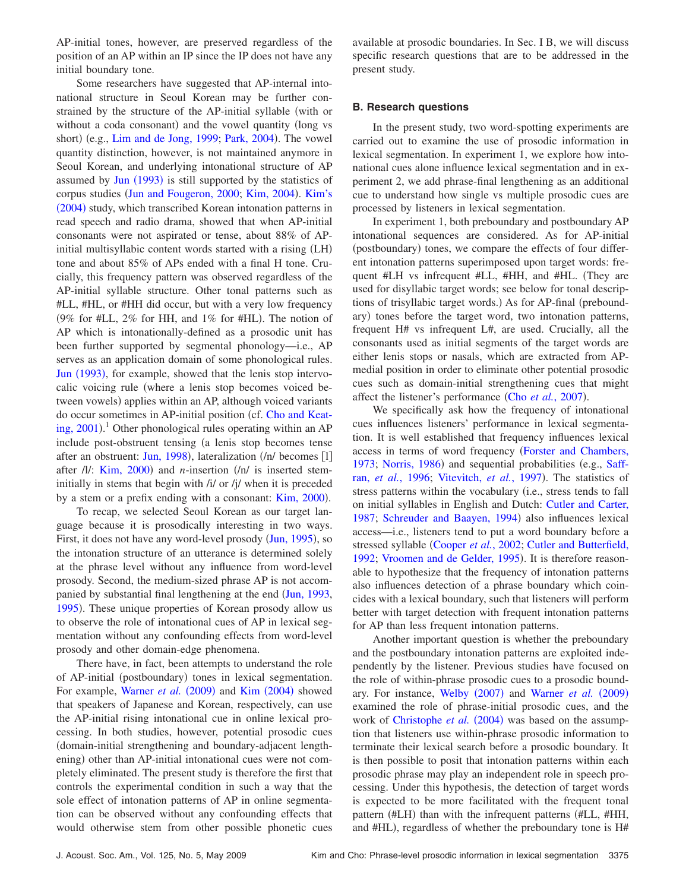AP-initial tones, however, are preserved regardless of the position of an AP within an IP since the IP does not have any initial boundary tone.

Some researchers have suggested that AP-internal intonational structure in Seoul Korean may be further constrained by the structure of the AP-initial syllable (with or without a coda consonant) and the vowel quantity (long vs short) (e.g., Lim and de Jong, 1999; Park, 2004). The vowel quantity distinction, however, is not maintained anymore in Seoul Korean, and underlying intonational structure of AP assumed by Jun (1993) is still supported by the statistics of corpus studies (Jun and Fougeron, 2000; Kim, 2004). Kim's (2004) study, which transcribed Korean intonation patterns in read speech and radio drama, showed that when AP-initial consonants were not aspirated or tense, about 88% of AP-initial multisyllabic content words started with a rising (LH) tone and about 85% of APs ended with a final H tone. Crucially, this frequency pattern was observed regardless of the AP-initial syllable structure. Other tonal patterns such as #LL, #HL, or #HH did occur, but with a very low frequency (9% for #LL, 2% for HH, and 1% for #HL). The notion of AP which is intonationally-defined as a prosodic unit has been further supported by segmental phonology—i.e., AP serves as an application domain of some phonological rules. Jun (1993), for example, showed that the lenis stop intervocalic voicing rule (where a lenis stop becomes voiced between vowels) applies within an AP, although voiced variants do occur sometimes in AP-initial position (cf. Cho and Keating, 2001).[1] Other phonological rules operating within an AP include post-obstruent tensing (a lenis stop becomes tense after an obstruent: Jun, 1998), lateralization (/n/ becomes [l] after /l/: Kim, 2000) and *n*-insertion (/n/ is inserted stem-initially in stems that begin with /i/ or /j/ when it is preceded by a stem or a prefix ending with a consonant: Kim, 2000).

To recap, we selected Seoul Korean as our target language because it is prosodically interesting in two ways. First, it does not have any word-level prosody (Jun, 1995), so the intonation structure of an utterance is determined solely at the phrase level without any influence from word-level prosody. Second, the medium-sized phrase AP is not accompanied by substantial final lengthening at the end (Jun, 1993, 1995). These unique properties of Korean prosody allow us to observe the role of intonational cues of AP in lexical segmentation without any confounding effects from word-level prosody and other domain-edge phenomena.

There have, in fact, been attempts to understand the role of AP-initial (postboundary) tones in lexical segmentation. For example, Warner *et al.* (2009) and Kim (2004) showed that speakers of Japanese and Korean, respectively, can use the AP-initial rising intonational cue in online lexical processing. In both studies, however, potential prosodic cues (domain-initial strengthening and boundary-adjacent lengthening) other than AP-initial intonational cues were not completely eliminated. The present study is therefore the first that controls the experimental condition in such a way that the sole effect of intonation patterns of AP in online segmentation can be observed without any confounding effects that would otherwise stem from other possible phonetic cues available at prosodic boundaries. In Sec. I B, we will discuss specific research questions that are to be addressed in the present study.

### B. Research questions

In the present study, two word-spotting experiments are carried out to examine the use of prosodic information in lexical segmentation. In experiment 1, we explore how intonational cues alone influence lexical segmentation and in experiment 2, we add phrase-final lengthening as an additional cue to understand how single vs multiple prosodic cues are processed by listeners in lexical segmentation.

In experiment 1, both preboundary and postboundary AP intonational sequences are considered. As for AP-initial (postboundary) tones, we compare the effects of four different intonation patterns superimposed upon target words: frequent #LH vs infrequent #LL, #HH, and #HL. (They are used for disyllabic target words; see below for tonal descriptions of trisyllabic target words.) As for AP-final (preboundary) tones before the target word, two intonation patterns, frequent H# vs infrequent L#, are used. Crucially, all the consonants used as initial segments of the target words are either lenis stops or nasals, which are extracted from AP-medial position in order to eliminate other potential prosodic cues such as domain-initial strengthening cues that might affect the listener's performance (Cho *et al.*, 2007).

We specifically ask how the frequency of intonational cues influences listeners' performance in lexical segmentation. It is well established that frequency influences lexical access in terms of word frequency (Forster and Chambers, 1973; Norris, 1986) and sequential probabilities (e.g., Saffran, *et al.*, 1996; Vitevitch, *et al.*, 1997). The statistics of stress patterns within the vocabulary (i.e., stress tends to fall on initial syllables in English and Dutch: Cutler and Carter, 1987; Schreuder and Baayen, 1994) also influences lexical access—i.e., listeners tend to put a word boundary before a stressed syllable (Cooper *et al.*, 2002; Cutler and Butterfield, 1992; Vroomen and de Gelder, 1995). It is therefore reasonable to hypothesize that the frequency of intonation patterns also influences detection of a phrase boundary which coincides with a lexical boundary, such that listeners will perform better with target detection with frequent intonation patterns for AP than less frequent intonation patterns.

Another important question is whether the preboundary and the postboundary intonation patterns are exploited independently by the listener. Previous studies have focused on the role of within-phrase prosodic cues to a prosodic boundary. For instance, Welby (2007) and Warner *et al.* (2009) examined the role of phrase-initial prosodic cues, and the work of Christophe *et al.* (2004) was based on the assumption that listeners use within-phrase prosodic information to terminate their lexical search before a prosodic boundary. It is then possible to posit that intonation patterns within each prosodic phrase may play an independent role in speech processing. Under this hypothesis, the detection of target words is expected to be more facilitated with the frequent tonal pattern (#LH) than with the infrequent patterns (#LL, #HH, and #HL), regardless of whether the preboundary tone is H#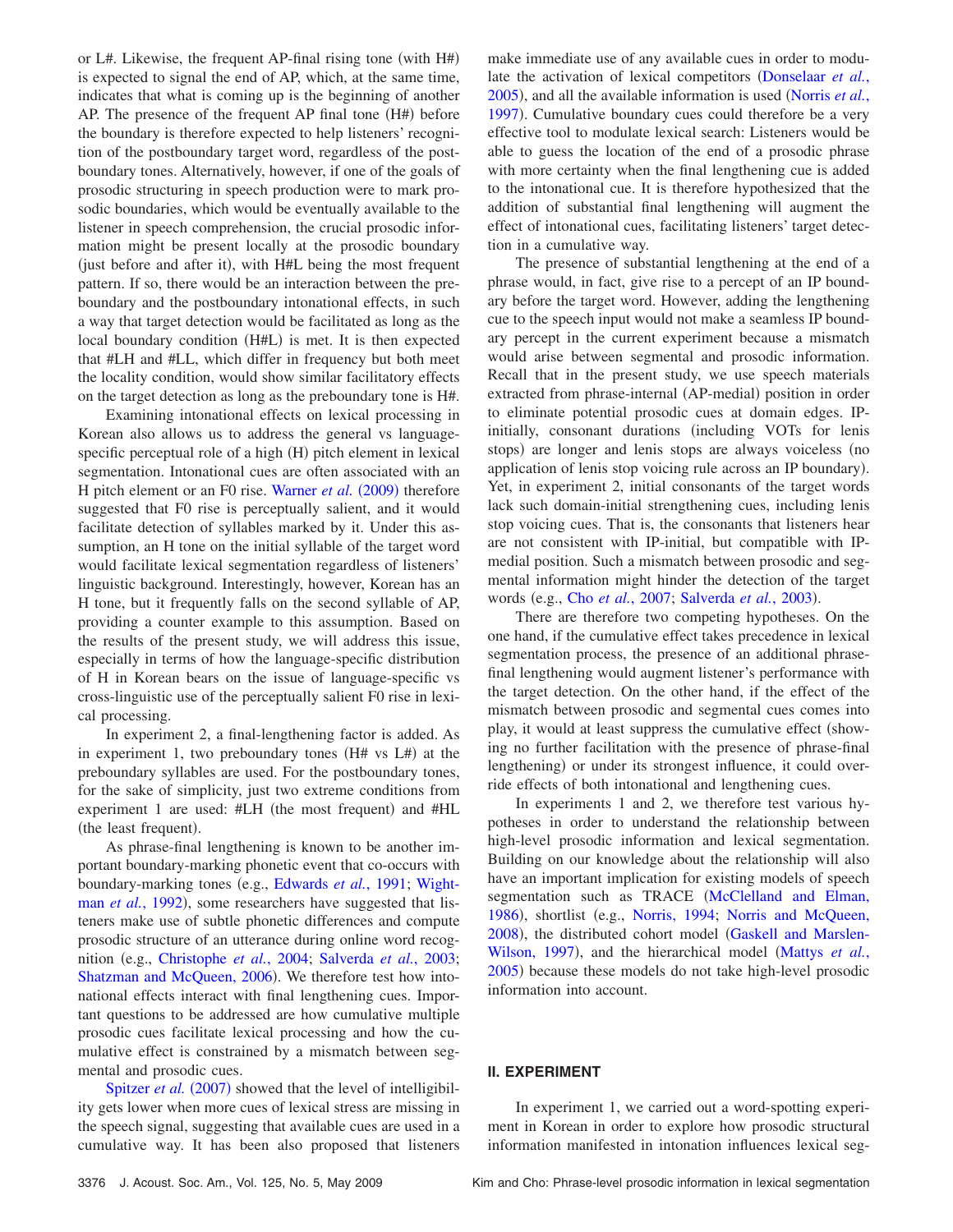or L#. Likewise, the frequent AP-final rising tone (with H#) is expected to signal the end of AP, which, at the same time, indicates that what is coming up is the beginning of another AP. The presence of the frequent AP final tone (H#) before the boundary is therefore expected to help listeners' recognition of the postboundary target word, regardless of the postboundary tones. Alternatively, however, if one of the goals of prosodic structuring in speech production were to mark prosodic boundaries, which would be eventually available to the listener in speech comprehension, the crucial prosodic information might be present locally at the prosodic boundary (just before and after it), with H#L being the most frequent pattern. If so, there would be an interaction between the preboundary and the postboundary intonational effects, in such a way that target detection would be facilitated as long as the local boundary condition (H#L) is met. It is then expected that #LH and #LL, which differ in frequency but both meet the locality condition, would show similar facilitatory effects on the target detection as long as the preboundary tone is H#.

Examining intonational effects on lexical processing in Korean also allows us to address the general vs language-specific perceptual role of a high (H) pitch element in lexical segmentation. Intonational cues are often associated with an H pitch element or an F0 rise. Warner *et al.* (2009) therefore suggested that F0 rise is perceptually salient, and it would facilitate detection of syllables marked by it. Under this assumption, an H tone on the initial syllable of the target word would facilitate lexical segmentation regardless of listeners' linguistic background. Interestingly, however, Korean has an H tone, but it frequently falls on the second syllable of AP, providing a counter example to this assumption. Based on the results of the present study, we will address this issue, especially in terms of how the language-specific distribution of H in Korean bears on the issue of language-specific vs cross-linguistic use of the perceptually salient F0 rise in lexical processing.

In experiment 2, a final-lengthening factor is added. As in experiment 1, two preboundary tones (H# vs L#) at the preboundary syllables are used. For the postboundary tones, for the sake of simplicity, just two extreme conditions from experiment 1 are used: #LH (the most frequent) and #HL (the least frequent).

As phrase-final lengthening is known to be another important boundary-marking phonetic event that co-occurs with boundary-marking tones (e.g., Edwards *et al.*, 1991; Wightman *et al.*, 1992), some researchers have suggested that listeners make use of subtle phonetic differences and compute prosodic structure of an utterance during online word recognition (e.g., Christophe *et al.*, 2004; Salverda *et al.*, 2003; Shatzman and McQueen, 2006). We therefore test how intonational effects interact with final lengthening cues. Important questions to be addressed are how cumulative multiple prosodic cues facilitate lexical processing and how the cumulative effect is constrained by a mismatch between segmental and prosodic cues.

Spitzer *et al.* (2007) showed that the level of intelligibility gets lower when more cues of lexical stress are missing in the speech signal, suggesting that available cues are used in a cumulative way. It has been also proposed that listeners make immediate use of any available cues in order to modulate the activation of lexical competitors (Donselaar *et al.*, 2005), and all the available information is used (Norris *et al.*, 1997). Cumulative boundary cues could therefore be a very effective tool to modulate lexical search: Listeners would be able to guess the location of the end of a prosodic phrase with more certainty when the final lengthening cue is added to the intonational cue. It is therefore hypothesized that the addition of substantial final lengthening will augment the effect of intonational cues, facilitating listeners' target detection in a cumulative way.

The presence of substantial lengthening at the end of a phrase would, in fact, give rise to a percept of an IP boundary before the target word. However, adding the lengthening cue to the speech input would not make a seamless IP boundary percept in the current experiment because a mismatch would arise between segmental and prosodic information. Recall that in the present study, we use speech materials extracted from phrase-internal (AP-medial) position in order to eliminate potential prosodic cues at domain edges. IP-initially, consonant durations (including VOTs for lenis stops) are longer and lenis stops are always voiceless (no application of lenis stop voicing rule across an IP boundary). Yet, in experiment 2, initial consonants of the target words lack such domain-initial strengthening cues, including lenis stop voicing cues. That is, the consonants that listeners hear are not consistent with IP-initial, but compatible with IP-medial position. Such a mismatch between prosodic and segmental information might hinder the detection of the target words (e.g., Cho *et al.*, 2007; Salverda *et al.*, 2003).

There are therefore two competing hypotheses. On the one hand, if the cumulative effect takes precedence in lexical segmentation process, the presence of an additional phrase-final lengthening would augment listener's performance with the target detection. On the other hand, if the effect of the mismatch between prosodic and segmental cues comes into play, it would at least suppress the cumulative effect (showing no further facilitation with the presence of phrase-final lengthening) or under its strongest influence, it could override effects of both intonational and lengthening cues.

In experiments 1 and 2, we therefore test various hypotheses in order to understand the relationship between high-level prosodic information and lexical segmentation. Building on our knowledge about the relationship will also have an important implication for existing models of speech segmentation such as TRACE (McClelland and Elman, 1986), shortlist (e.g., Norris, 1994; Norris and McQueen, 2008), the distributed cohort model (Gaskell and Marslen-Wilson, 1997), and the hierarchical model (Mattys *et al.*, 2005) because these models do not take high-level prosodic information into account.

## II. EXPERIMENT

In experiment 1, we carried out a word-spotting experiment in Korean in order to explore how prosodic structural information manifested in intonation influences lexical seg-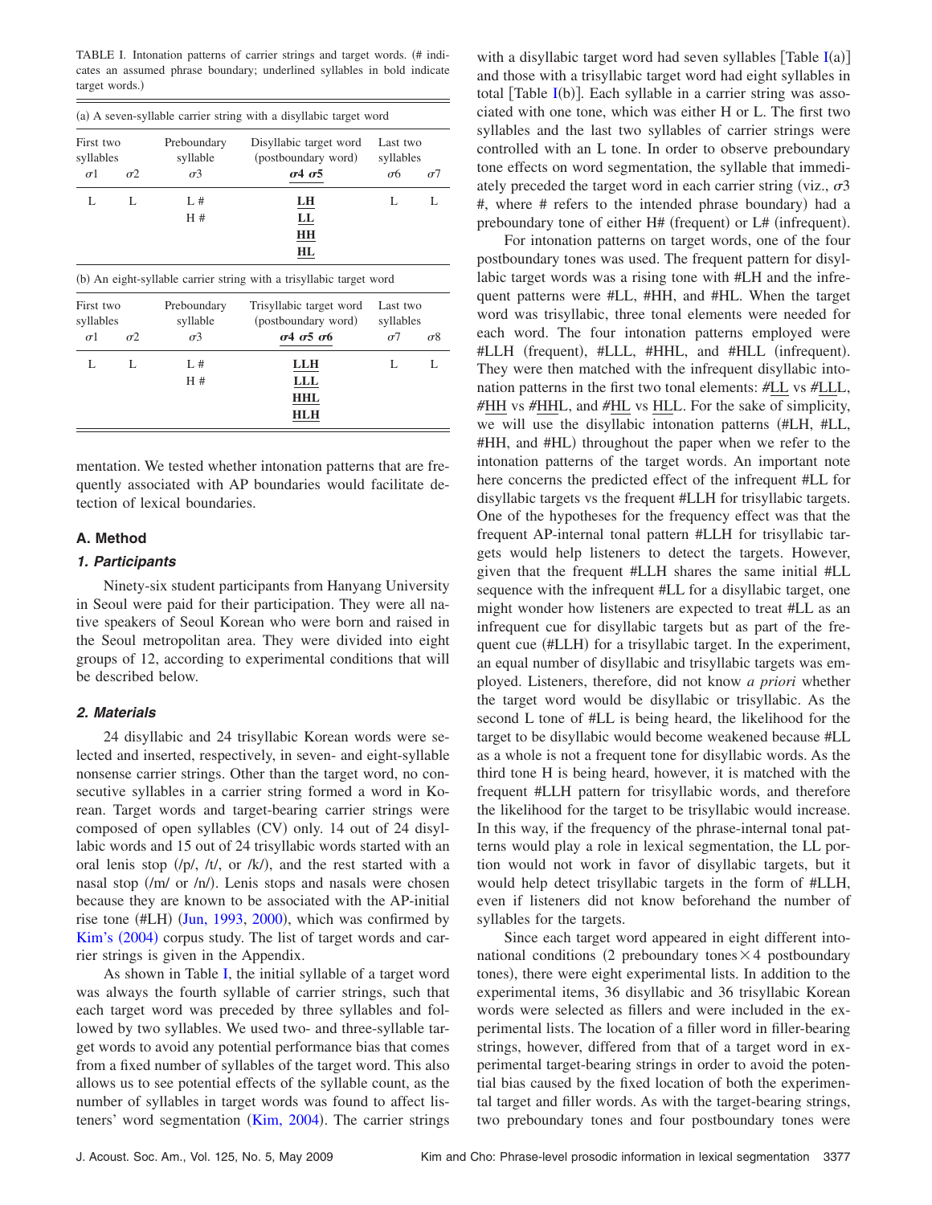TABLE I. Intonation patterns of carrier strings and target words. (# indicates an assumed phrase boundary; underlined syllables in bold indicate target words.)

(a) A seven-syllable carrier string with a disyllabic target word

| First two syllables | | Preboundary syllable | Disyllabic target word (postboundary word) | Last two syllables | |
|---|---|---|---|---|---|
| $\sigma 1$ | $\sigma 2$ | $\sigma 3$ | **$\sigma 4$ $\sigma 5$** | $\sigma 6$ | $\sigma 7$ |
| L | L | L # | **LH** | L | L |
| | | H # | **LL** | | |
| | | | **HH** | | |
| | | | **HL** | | |

(b) An eight-syllable carrier string with a trisyllabic target word

| First two syllables | | Preboundary syllable | Trisyllabic target word (postboundary word) | Last two syllables | |
|---|---|---|---|---|---|
| $\sigma 1$ | $\sigma 2$ | $\sigma 3$ | **$\sigma 4$ $\sigma 5$ $\sigma 6$** | $\sigma 7$ | $\sigma 8$ |
| L | L | L # | **LLH** | L | L |
| | | H # | **LLL** | | |
| | | | **HHL** | | |
| | | | **HLH** | | |

mentation. We tested whether intonation patterns that are frequently associated with AP boundaries would facilitate detection of lexical boundaries.

### A. Method

#### 1. Participants

Ninety-six student participants from Hanyang University in Seoul were paid for their participation. They were all native speakers of Seoul Korean who were born and raised in the Seoul metropolitan area. They were divided into eight groups of 12, according to experimental conditions that will be described below.

#### 2. Materials

24 disyllabic and 24 trisyllabic Korean words were selected and inserted, respectively, in seven- and eight-syllable nonsense carrier strings. Other than the target word, no consecutive syllables in a carrier string formed a word in Korean. Target words and target-bearing carrier strings were composed of open syllables (CV) only. 14 out of 24 disyllabic words and 15 out of 24 trisyllabic words started with an oral lenis stop (/p/, /t/, or /k/), and the rest started with a nasal stop (/m/ or /n/). Lenis stops and nasals were chosen because they are known to be associated with the AP-initial rise tone (#LH) (Jun, 1993, 2000), which was confirmed by Kim's (2004) corpus study. The list of target words and carrier strings is given in the Appendix.

As shown in Table I, the initial syllable of a target word was always the fourth syllable of carrier strings, such that each target word was preceded by three syllables and followed by two syllables. We used two- and three-syllable target words to avoid any potential performance bias that comes from a fixed number of syllables of the target word. This also allows us to see potential effects of the syllable count, as the number of syllables in target words was found to affect listeners' word segmentation (Kim, 2004). The carrier strings with a disyllabic target word had seven syllables [Table I(a)] and those with a trisyllabic target word had eight syllables in total [Table I(b)]. Each syllable in a carrier string was associated with one tone, which was either H or L. The first two syllables and the last two syllables of carrier strings were controlled with an L tone. In order to observe preboundary tone effects on word segmentation, the syllable that immediately preceded the target word in each carrier string (viz., $\sigma 3$ #, where # refers to the intended phrase boundary) had a preboundary tone of either H# (frequent) or L# (infrequent).

For intonation patterns on target words, one of the four postboundary tones was used. The frequent pattern for disyllabic target words was a rising tone with #LH and the infrequent patterns were #LL, #HH, and #HL. When the target word was trisyllabic, three tonal elements were needed for each word. The four intonation patterns employed were #LLH (frequent), #LLL, #HHL, and #HLL (infrequent). They were then matched with the infrequent disyllabic intonation patterns in the first two tonal elements: #<u>LL</u> vs #<u>LL</u>L, #<u>HH</u> vs #<u>HH</u>L, and #<u>HL</u> vs <u>HL</u>L. For the sake of simplicity, we will use the disyllabic intonation patterns (#LH, #LL, #HH, and #HL) throughout the paper when we refer to the intonation patterns of the target words. An important note here concerns the predicted effect of the infrequent #LL for disyllabic targets vs the frequent #LLH for trisyllabic targets. One of the hypotheses for the frequency effect was that the frequent AP-internal tonal pattern #LLH for trisyllabic targets would help listeners to detect the targets. However, given that the frequent #LLH shares the same initial #LL sequence with the infrequent #LL for a disyllabic target, one might wonder how listeners are expected to treat #LL as an infrequent cue for disyllabic targets but as part of the frequent cue (#LLH) for a trisyllabic target. In the experiment, an equal number of disyllabic and trisyllabic targets was employed. Listeners, therefore, did not know *a priori* whether the target word would be disyllabic or trisyllabic. As the second L tone of #LL is being heard, the likelihood for the target to be disyllabic would become weakened because #LL as a whole is not a frequent tone for disyllabic words. As the third tone H is being heard, however, it is matched with the frequent #LLH pattern for trisyllabic words, and therefore the likelihood for the target to be trisyllabic would increase. In this way, if the frequency of the phrase-internal tonal patterns would play a role in lexical segmentation, the LL portion would not work in favor of disyllabic targets, but it would help detect trisyllabic targets in the form of #LLH, even if listeners did not know beforehand the number of syllables for the targets.

Since each target word appeared in eight different intonational conditions (2 preboundary tones $\times$ 4 postboundary tones), there were eight experimental lists. In addition to the experimental items, 36 disyllabic and 36 trisyllabic Korean words were selected as fillers and were included in the experimental lists. The location of a filler word in filler-bearing strings, however, differed from that of a target word in experimental target-bearing strings in order to avoid the potential bias caused by the fixed location of both the experimental target and filler words. As with the target-bearing strings, two preboundary tones and four postboundary tones were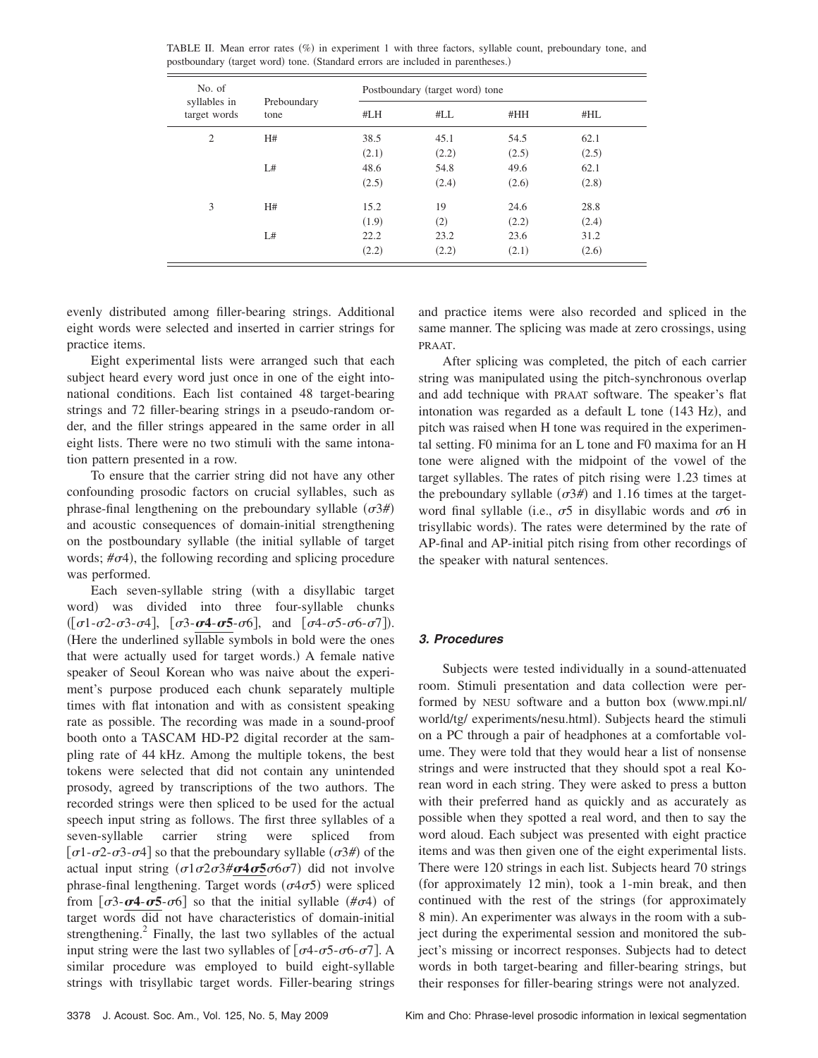TABLE II. Mean error rates (%) in experiment 1 with three factors, syllable count, preboundary tone, and postboundary (target word) tone. (Standard errors are included in parentheses.)

| No. of syllables in target words | Preboundary tone | Postboundary (target word) tone | | | |
|---|---|---|---|---|---|
| | | #LH | #LL | #HH | #HL |
| 2 | H# | 38.5 (2.1) | 45.1 (2.2) | 54.5 (2.5) | 62.1 (2.5) |
| | L# | 48.6 (2.5) | 54.8 (2.4) | 49.6 (2.6) | 62.1 (2.8) |
| 3 | H# | 15.2 (1.9) | 19 (2) | 24.6 (2.2) | 28.8 (2.4) |
| | L# | 22.2 (2.2) | 23.2 (2.2) | 23.6 (2.1) | 31.2 (2.6) |

evenly distributed among filler-bearing strings. Additional eight words were selected and inserted in carrier strings for practice items.

Eight experimental lists were arranged such that each subject heard every word just once in one of the eight intonational conditions. Each list contained 48 target-bearing strings and 72 filler-bearing strings in a pseudo-random order, and the filler strings appeared in the same order in all eight lists. There were no two stimuli with the same intonation pattern presented in a row.

To ensure that the carrier string did not have any other confounding prosodic factors on crucial syllables, such as phrase-final lengthening on the preboundary syllable ($\sigma$3#) and acoustic consequences of domain-initial strengthening on the postboundary syllable (the initial syllable of target words; #$\sigma$4), the following recording and splicing procedure was performed.

Each seven-syllable string (with a disyllabic target word) was divided into three four-syllable chunks ([$\sigma$1-$\sigma$2-$\sigma$3-$\sigma$4], [$\sigma$3-$\underline{\boldsymbol{\sigma}\mathbf{4}}$-$\underline{\boldsymbol{\sigma}\mathbf{5}}$-$\sigma$6], and [$\sigma$4-$\sigma$5-$\sigma$6-$\sigma$7]). (Here the underlined syllable symbols in bold were the ones that were actually used for target words.) A female native speaker of Seoul Korean who was naive about the experiment's purpose produced each chunk separately multiple times with flat intonation and with as consistent speaking rate as possible. The recording was made in a sound-proof booth onto a TASCAM HD-P2 digital recorder at the sampling rate of 44 kHz. Among the multiple tokens, the best tokens were selected that did not contain any unintended prosody, agreed by transcriptions of the two authors. The recorded strings were then spliced to be used for the actual speech input string as follows. The first three syllables of a seven-syllable carrier string were spliced from [$\sigma$1-$\sigma$2-$\sigma$3-$\sigma$4] so that the preboundary syllable ($\sigma$3#) of the actual input string ($\sigma$1$\sigma$2$\sigma$3#$\underline{\boldsymbol{\sigma}\mathbf{4}\boldsymbol{\sigma}\mathbf{5}}$$\sigma$6$\sigma$7) did not involve phrase-final lengthening. Target words ($\sigma$4$\sigma$5) were spliced from [$\sigma$3-$\underline{\boldsymbol{\sigma}\mathbf{4}}$-$\underline{\boldsymbol{\sigma}\mathbf{5}}$-$\sigma$6] so that the initial syllable (#$\sigma$4) of target words did not have characteristics of domain-initial strengthening.[2] Finally, the last two syllables of the actual input string were the last two syllables of [$\sigma$4-$\sigma$5-$\sigma$6-$\sigma$7]. A similar procedure was employed to build eight-syllable strings with trisyllabic target words. Filler-bearing strings and practice items were also recorded and spliced in the same manner. The splicing was made at zero crossings, using PRAAT.

After splicing was completed, the pitch of each carrier string was manipulated using the pitch-synchronous overlap and add technique with PRAAT software. The speaker's flat intonation was regarded as a default L tone (143 Hz), and pitch was raised when H tone was required in the experimental setting. F0 minima for an L tone and F0 maxima for an H tone were aligned with the midpoint of the vowel of the target syllables. The rates of pitch rising were 1.23 times at the preboundary syllable ($\sigma$3#) and 1.16 times at the target-word final syllable (i.e., $\sigma$5 in disyllabic words and $\sigma$6 in trisyllabic words). The rates were determined by the rate of AP-final and AP-initial pitch rising from other recordings of the speaker with natural sentences.

### 3. Procedures

Subjects were tested individually in a sound-attenuated room. Stimuli presentation and data collection were performed by NESU software and a button box (www.mpi.nl/world/tg/ experiments/nesu.html). Subjects heard the stimuli on a PC through a pair of headphones at a comfortable volume. They were told that they would hear a list of nonsense strings and were instructed that they should spot a real Korean word in each string. They were asked to press a button with their preferred hand as quickly and as accurately as possible when they spotted a real word, and then to say the word aloud. Each subject was presented with eight practice items and was then given one of the eight experimental lists. There were 120 strings in each list. Subjects heard 70 strings (for approximately 12 min), took a 1-min break, and then continued with the rest of the strings (for approximately 8 min). An experimenter was always in the room with a subject during the experimental session and monitored the subject's missing or incorrect responses. Subjects had to detect words in both target-bearing and filler-bearing strings, but their responses for filler-bearing strings were not analyzed.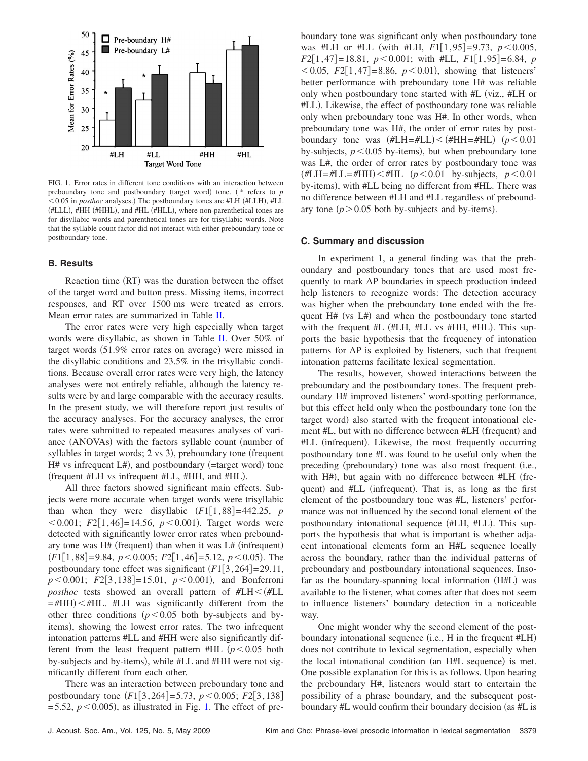FIG. 1. Error rates in different tone conditions with an interaction between preboundary tone and postboundary (target word) tone. (* refers to $p < 0.05$ in *posthoc* analyses.) The postboundary tones are #LH (#LLH), #LL (#LLL), #HH (#HHL), and #HL (#HLL), where non-parenthetical tones are for disyllabic words and parenthetical tones are for trisyllabic words. Note that the syllable count factor did not interact with either preboundary tone or postboundary tone.

### B. Results

Reaction time (RT) was the duration between the offset of the target word and button press. Missing items, incorrect responses, and RT over 1500 ms were treated as errors. Mean error rates are summarized in Table II.

The error rates were very high especially when target words were disyllabic, as shown in Table II. Over 50% of target words (51.9% error rates on average) were missed in the disyllabic conditions and 23.5% in the trisyllabic conditions. Because overall error rates were very high, the latency analyses were not entirely reliable, although the latency results were by and large comparable with the accuracy results. In the present study, we will therefore report just results of the accuracy analyses. For the accuracy analyses, the error rates were submitted to repeated measures analyses of variance (ANOVAs) with the factors syllable count (number of syllables in target words; 2 vs 3), preboundary tone (frequent H# vs infrequent L#), and postboundary (=target word) tone (frequent #LH vs infrequent #LL, #HH, and #HL).

All three factors showed significant main effects. Subjects were more accurate when target words were trisyllabic than when they were disyllabic ($F1[1,88]=442.25$, $p < 0.001$; $F2[1,46]=14.56$, $p < 0.001$). Target words were detected with significantly lower error rates when preboundary tone was H# (frequent) than when it was L# (infrequent) ($F1[1,88]=9.84$, $p < 0.005$; $F2[1,46]=5.12$, $p < 0.05$). The postboundary tone effect was significant ($F1[3,264]=29.11$, $p < 0.001$; $F2[3,138]=15.01$, $p < 0.001$), and Bonferroni *posthoc* tests showed an overall pattern of #LH<(#LL =#HH)<#HL. #LH was significantly different from the other three conditions ($p < 0.05$ both by-subjects and by-items), showing the lowest error rates. The two infrequent intonation patterns #LL and #HH were also significantly different from the least frequent pattern #HL ($p < 0.05$ both by-subjects and by-items), while #LL and #HH were not significantly different from each other.

There was an interaction between preboundary tone and postboundary tone ($F1[3,264]=5.73$, $p < 0.005$; $F2[3,138]=5.52$, $p < 0.005$), as illustrated in Fig. 1. The effect of preboundary tone was significant only when postboundary tone was #LH or #LL (with #LH, $F1[1,95]=9.73$, $p < 0.005$, $F2[1,47]=18.81$, $p < 0.001$; with #LL, $F1[1,95]=6.84$, $p < 0.05$, $F2[1,47]=8.86$, $p < 0.01$), showing that listeners' better performance with preboundary tone H# was reliable only when postboundary tone started with #L (viz., #LH or #LL). Likewise, the effect of postboundary tone was reliable only when preboundary tone was H#. In other words, when preboundary tone was H#, the order of error rates by postboundary tone was (#LH=#LL)<(#HH=#HL) ($p < 0.01$ by-subjects, $p < 0.05$ by-items), but when preboundary tone was L#, the order of error rates by postboundary tone was (#LH=#LL=#HH)<#HL ($p < 0.01$ by-subjects, $p < 0.01$ by-items), with #LL being no different from #HL. There was no difference between #LH and #LL regardless of preboundary tone ($p > 0.05$ both by-subjects and by-items).

### C. Summary and discussion

In experiment 1, a general finding was that the preboundary and postboundary tones that are used most frequently to mark AP boundaries in speech production indeed help listeners to recognize words: The detection accuracy was higher when the preboundary tone ended with the frequent H# (vs L#) and when the postboundary tone started with the frequent #L (#LH, #LL vs #HH, #HL). This supports the basic hypothesis that the frequency of intonation patterns for AP is exploited by listeners, such that frequent intonation patterns facilitate lexical segmentation.

The results, however, showed interactions between the preboundary and the postboundary tones. The frequent preboundary H# improved listeners' word-spotting performance, but this effect held only when the postboundary tone (on the target word) also started with the frequent intonational element #L, but with no difference between #LH (frequent) and #LL (infrequent). Likewise, the most frequently occurring postboundary tone #L was found to be useful only when the preceding (preboundary) tone was also most frequent (i.e., with H#), but again with no difference between #LH (frequent) and #LL (infrequent). That is, as long as the first element of the postboundary tone was #L, listeners' performance was not influenced by the second tonal element of the postboundary intonational sequence (#LH, #LL). This supports the hypothesis that what is important is whether adjacent intonational elements form an H#L sequence locally across the boundary, rather than the individual patterns of preboundary and postboundary intonational sequences. Insofar as the boundary-spanning local information (H#L) was available to the listener, what comes after that does not seem to influence listeners' boundary detection in a noticeable way.

One might wonder why the second element of the postboundary intonational sequence (i.e., H in the frequent #LH) does not contribute to lexical segmentation, especially when the local intonational condition (an H#L sequence) is met. One possible explanation for this is as follows. Upon hearing the preboundary H#, listeners would start to entertain the possibility of a phrase boundary, and the subsequent postboundary #L would confirm their boundary decision (as #L is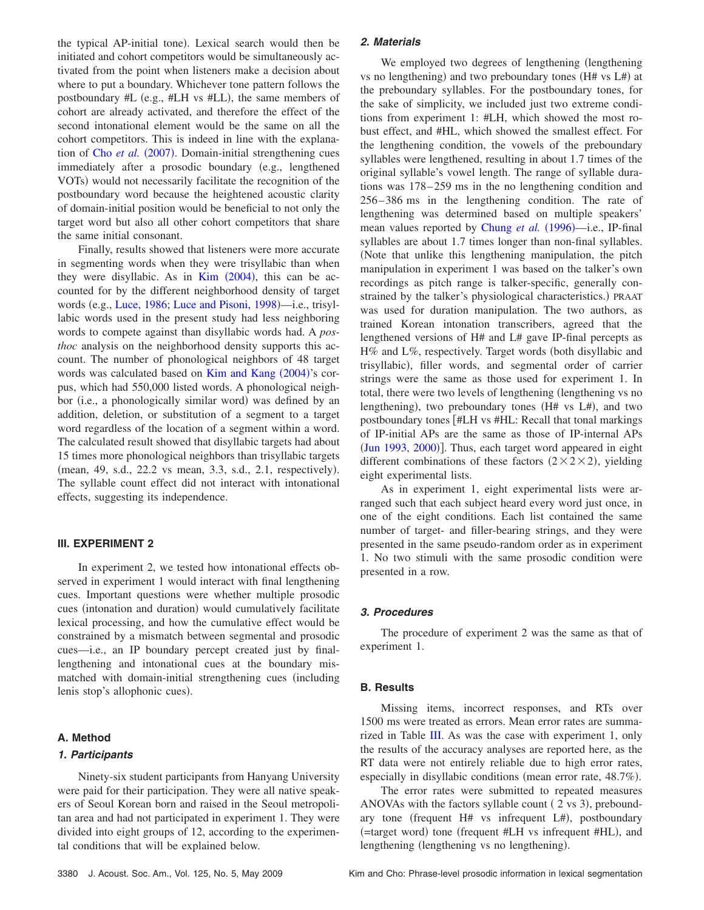the typical AP-initial tone). Lexical search would then be initiated and cohort competitors would be simultaneously activated from the point when listeners make a decision about where to put a boundary. Whichever tone pattern follows the postboundary #L (e.g., #LH vs #LL), the same members of cohort are already activated, and therefore the effect of the second intonational element would be the same on all the cohort competitors. This is indeed in line with the explanation of Cho *et al.* (2007). Domain-initial strengthening cues immediately after a prosodic boundary (e.g., lengthened VOTs) would not necessarily facilitate the recognition of the postboundary word because the heightened acoustic clarity of domain-initial position would be beneficial to not only the target word but also all other cohort competitors that share the same initial consonant.

Finally, results showed that listeners were more accurate in segmenting words when they were trisyllabic than when they were disyllabic. As in Kim (2004), this can be accounted for by the different neighborhood density of target words (e.g., Luce, 1986; Luce and Pisoni, 1998)—i.e., trisyllabic words used in the present study had less neighboring words to compete against than disyllabic words had. A *posthoc* analysis on the neighborhood density supports this account. The number of phonological neighbors of 48 target words was calculated based on Kim and Kang (2004)'s corpus, which had 550,000 listed words. A phonological neighbor (i.e., a phonologically similar word) was defined by an addition, deletion, or substitution of a segment to a target word regardless of the location of a segment within a word. The calculated result showed that disyllabic targets had about 15 times more phonological neighbors than trisyllabic targets (mean, 49, s.d., 22.2 vs mean, 3.3, s.d., 2.1, respectively). The syllable count effect did not interact with intonational effects, suggesting its independence.

## III. EXPERIMENT 2

In experiment 2, we tested how intonational effects observed in experiment 1 would interact with final lengthening cues. Important questions were whether multiple prosodic cues (intonation and duration) would cumulatively facilitate lexical processing, and how the cumulative effect would be constrained by a mismatch between segmental and prosodic cues—i.e., an IP boundary percept created just by final-lengthening and intonational cues at the boundary mismatched with domain-initial strengthening cues (including lenis stop's allophonic cues).

### A. Method

#### *1. Participants*

Ninety-six student participants from Hanyang University were paid for their participation. They were all native speakers of Seoul Korean born and raised in the Seoul metropolitan area and had not participated in experiment 1. They were divided into eight groups of 12, according to the experimental conditions that will be explained below.

#### *2. Materials*

We employed two degrees of lengthening (lengthening vs no lengthening) and two preboundary tones (H# vs L#) at the preboundary syllables. For the postboundary tones, for the sake of simplicity, we included just two extreme conditions from experiment 1: #LH, which showed the most robust effect, and #HL, which showed the smallest effect. For the lengthening condition, the vowels of the preboundary syllables were lengthened, resulting in about 1.7 times of the original syllable's vowel length. The range of syllable durations was 178–259 ms in the no lengthening condition and 256–386 ms in the lengthening condition. The rate of lengthening was determined based on multiple speakers' mean values reported by Chung *et al.* (1996)—i.e., IP-final syllables are about 1.7 times longer than non-final syllables. (Note that unlike this lengthening manipulation, the pitch manipulation in experiment 1 was based on the talker's own recordings as pitch range is talker-specific, generally constrained by the talker's physiological characteristics.) PRAAT was used for duration manipulation. The two authors, as trained Korean intonation transcribers, agreed that the lengthened versions of H# and L# gave IP-final percepts as H% and L%, respectively. Target words (both disyllabic and trisyllabic), filler words, and segmental order of carrier strings were the same as those used for experiment 1. In total, there were two levels of lengthening (lengthening vs no lengthening), two preboundary tones (H# vs L#), and two postboundary tones [#LH vs #HL: Recall that tonal markings of IP-initial APs are the same as those of IP-internal APs (Jun 1993, 2000)]. Thus, each target word appeared in eight different combinations of these factors ($2\times2\times2$), yielding eight experimental lists.

As in experiment 1, eight experimental lists were arranged such that each subject heard every word just once, in one of the eight conditions. Each list contained the same number of target- and filler-bearing strings, and they were presented in the same pseudo-random order as in experiment 1. No two stimuli with the same prosodic condition were presented in a row.

#### *3. Procedures*

The procedure of experiment 2 was the same as that of experiment 1.

### B. Results

Missing items, incorrect responses, and RTs over 1500 ms were treated as errors. Mean error rates are summarized in Table III. As was the case with experiment 1, only the results of the accuracy analyses are reported here, as the RT data were not entirely reliable due to high error rates, especially in disyllabic conditions (mean error rate, 48.7%).

The error rates were submitted to repeated measures ANOVAs with the factors syllable count ( 2 vs 3), preboundary tone (frequent H# vs infrequent L#), postboundary (=target word) tone (frequent #LH vs infrequent #HL), and lengthening (lengthening vs no lengthening).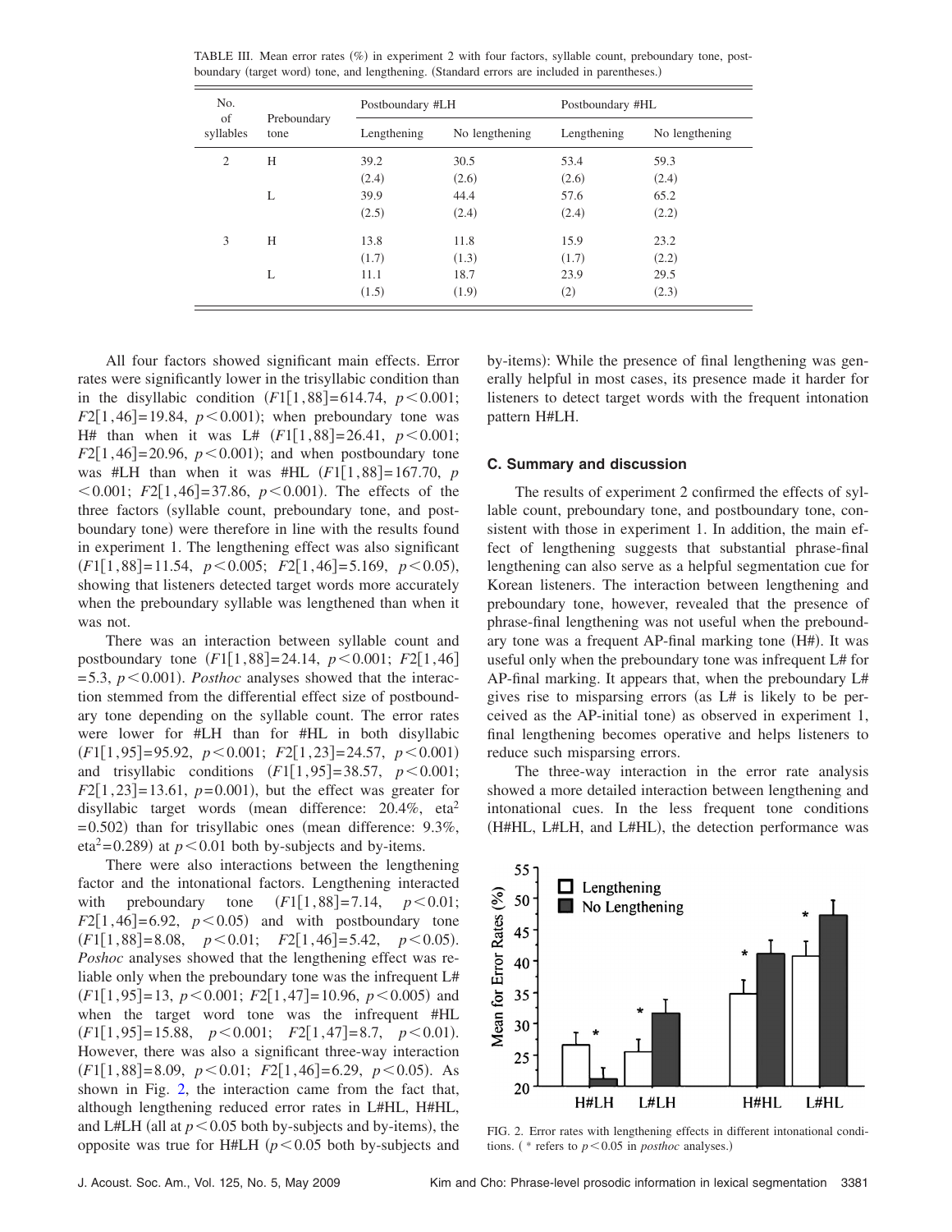TABLE III. Mean error rates (%) in experiment 2 with four factors, syllable count, preboundary tone, postboundary (target word) tone, and lengthening. (Standard errors are included in parentheses.)

| No. of syllables | Preboundary tone | Postboundary #LH | | Postboundary #HL | |
|---|---|---|---|---|---|
| | | Lengthening | No lengthening | Lengthening | No lengthening |
| 2 | H | 39.2 (2.4) | 30.5 (2.6) | 53.4 (2.6) | 59.3 (2.4) |
| | L | 39.9 (2.5) | 44.4 (2.4) | 57.6 (2.4) | 65.2 (2.2) |
| 3 | H | 13.8 (1.7) | 11.8 (1.3) | 15.9 (1.7) | 23.2 (2.2) |
| | L | 11.1 (1.5) | 18.7 (1.9) | 23.9 (2) | 29.5 (2.3) |

All four factors showed significant main effects. Error rates were significantly lower in the trisyllabic condition than in the disyllabic condition ($F1[1,88]=614.74$, $p<0.001$; $F2[1,46]=19.84$, $p<0.001$); when preboundary tone was H# than when it was L# ($F1[1,88]=26.41$, $p<0.001$; $F2[1,46]=20.96$, $p<0.001$); and when postboundary tone was #LH than when it was #HL ($F1[1,88]=167.70$, $p<0.001$; $F2[1,46]=37.86$, $p<0.001$). The effects of the three factors (syllable count, preboundary tone, and postboundary tone) were therefore in line with the results found in experiment 1. The lengthening effect was also significant ($F1[1,88]=11.54$, $p<0.005$; $F2[1,46]=5.169$, $p<0.05$), showing that listeners detected target words more accurately when the preboundary syllable was lengthened than when it was not.

There was an interaction between syllable count and postboundary tone ($F1[1,88]=24.14$, $p<0.001$; $F2[1,46]=5.3$, $p<0.001$). *Posthoc* analyses showed that the interaction stemmed from the differential effect size of postboundary tone depending on the syllable count. The error rates were lower for #LH than for #HL in both disyllabic ($F1[1,95]=95.92$, $p<0.001$; $F2[1,23]=24.57$, $p<0.001$) and trisyllabic conditions ($F1[1,95]=38.57$, $p<0.001$; $F2[1,23]=13.61$, $p=0.001$), but the effect was greater for disyllabic target words (mean difference: 20.4%, $\text{eta}^2=0.502$) than for trisyllabic ones (mean difference: 9.3%, $\text{eta}^2=0.289$) at $p<0.01$ both by-subjects and by-items.

There were also interactions between the lengthening factor and the intonational factors. Lengthening interacted with preboundary tone ($F1[1,88]=7.14$, $p<0.01$; $F2[1,46]=6.92$, $p<0.05$) and with postboundary tone ($F1[1,88]=8.08$, $p<0.01$; $F2[1,46]=5.42$, $p<0.05$). *Poshoc* analyses showed that the lengthening effect was reliable only when the preboundary tone was the infrequent L# ($F1[1,95]=13$, $p<0.001$; $F2[1,47]=10.96$, $p<0.005$) and when the target word tone was the infrequent #HL ($F1[1,95]=15.88$, $p<0.001$; $F2[1,47]=8.7$, $p<0.01$). However, there was also a significant three-way interaction ($F1[1,88]=8.09$, $p<0.01$; $F2[1,46]=6.29$, $p<0.05$). As shown in Fig. 2, the interaction came from the fact that, although lengthening reduced error rates in L#HL, H#HL, and L#LH (all at $p<0.05$ both by-subjects and by-items), the opposite was true for H#LH ($p<0.05$ both by-subjects and by-items): While the presence of final lengthening was generally helpful in most cases, its presence made it harder for listeners to detect target words with the frequent intonation pattern H#LH.

### C. Summary and discussion

The results of experiment 2 confirmed the effects of syllable count, preboundary tone, and postboundary tone, consistent with those in experiment 1. In addition, the main effect of lengthening suggests that substantial phrase-final lengthening can also serve as a helpful segmentation cue for Korean listeners. The interaction between lengthening and preboundary tone, however, revealed that the presence of phrase-final lengthening was not useful when the preboundary tone was a frequent AP-final marking tone (H#). It was useful only when the preboundary tone was infrequent L# for AP-final marking. It appears that, when the preboundary L# gives rise to misparsing errors (as L# is likely to be perceived as the AP-initial tone) as observed in experiment 1, final lengthening becomes operative and helps listeners to reduce such misparsing errors.

The three-way interaction in the error rate analysis showed a more detailed interaction between lengthening and intonational cues. In the less frequent tone conditions (H#HL, L#LH, and L#HL), the detection performance was

FIG. 2. Error rates with lengthening effects in different intonational conditions. ( * refers to $p<0.05$ in *posthoc* analyses.)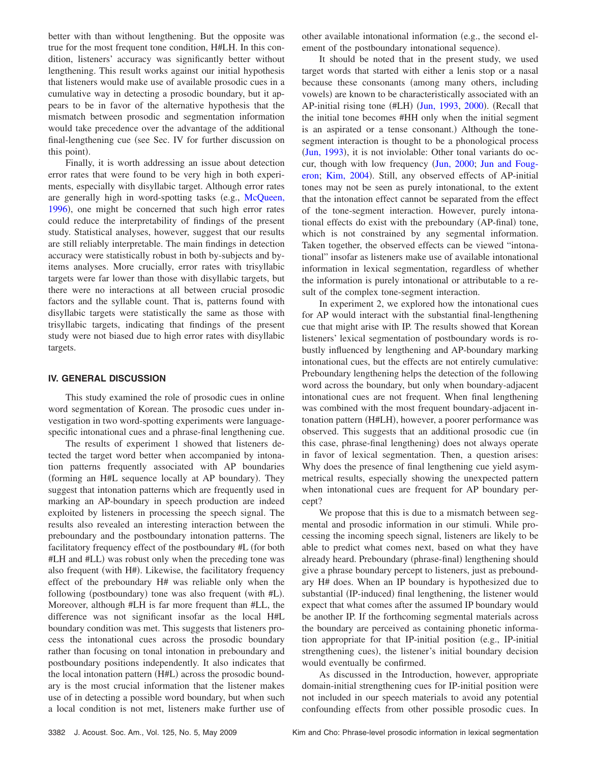better with than without lengthening. But the opposite was true for the most frequent tone condition, H#LH. In this condition, listeners' accuracy was significantly better without lengthening. This result works against our initial hypothesis that listeners would make use of available prosodic cues in a cumulative way in detecting a prosodic boundary, but it appears to be in favor of the alternative hypothesis that the mismatch between prosodic and segmentation information would take precedence over the advantage of the additional final-lengthening cue (see Sec. IV for further discussion on this point).

Finally, it is worth addressing an issue about detection error rates that were found to be very high in both experiments, especially with disyllabic target. Although error rates are generally high in word-spotting tasks (e.g., McQueen, 1996), one might be concerned that such high error rates could reduce the interpretability of findings of the present study. Statistical analyses, however, suggest that our results are still reliably interpretable. The main findings in detection accuracy were statistically robust in both by-subjects and by-items analyses. More crucially, error rates with trisyllabic targets were far lower than those with disyllabic targets, but there were no interactions at all between crucial prosodic factors and the syllable count. That is, patterns found with disyllabic targets were statistically the same as those with trisyllabic targets, indicating that findings of the present study were not biased due to high error rates with disyllabic targets.

## IV. GENERAL DISCUSSION

This study examined the role of prosodic cues in online word segmentation of Korean. The prosodic cues under investigation in two word-spotting experiments were language-specific intonational cues and a phrase-final lengthening cue.

The results of experiment 1 showed that listeners detected the target word better when accompanied by intonation patterns frequently associated with AP boundaries (forming an H#L sequence locally at AP boundary). They suggest that intonation patterns which are frequently used in marking an AP-boundary in speech production are indeed exploited by listeners in processing the speech signal. The results also revealed an interesting interaction between the preboundary and the postboundary intonation patterns. The facilitatory frequency effect of the postboundary #L (for both #LH and #LL) was robust only when the preceding tone was also frequent (with H#). Likewise, the facilitatory frequency effect of the preboundary H# was reliable only when the following (postboundary) tone was also frequent (with #L). Moreover, although #LH is far more frequent than #LL, the difference was not significant insofar as the local H#L boundary condition was met. This suggests that listeners process the intonational cues across the prosodic boundary rather than focusing on tonal intonation in preboundary and postboundary positions independently. It also indicates that the local intonation pattern (H#L) across the prosodic boundary is the most crucial information that the listener makes use of in detecting a possible word boundary, but when such a local condition is not met, listeners make further use of other available intonational information (e.g., the second element of the postboundary intonational sequence).

It should be noted that in the present study, we used target words that started with either a lenis stop or a nasal because these consonants (among many others, including vowels) are known to be characteristically associated with an AP-initial rising tone (#LH) (Jun, 1993, 2000). (Recall that the initial tone becomes #HH only when the initial segment is an aspirated or a tense consonant.) Although the tone-segment interaction is thought to be a phonological process (Jun, 1993), it is not inviolable: Other tonal variants do occur, though with low frequency (Jun, 2000; Jun and Fougeron; Kim, 2004). Still, any observed effects of AP-initial tones may not be seen as purely intonational, to the extent that the intonation effect cannot be separated from the effect of the tone-segment interaction. However, purely intonational effects do exist with the preboundary (AP-final) tone, which is not constrained by any segmental information. Taken together, the observed effects can be viewed "intonational" insofar as listeners make use of available intonational information in lexical segmentation, regardless of whether the information is purely intonational or attributable to a result of the complex tone-segment interaction.

In experiment 2, we explored how the intonational cues for AP would interact with the substantial final-lengthening cue that might arise with IP. The results showed that Korean listeners' lexical segmentation of postboundary words is robustly influenced by lengthening and AP-boundary marking intonational cues, but the effects are not entirely cumulative: Preboundary lengthening helps the detection of the following word across the boundary, but only when boundary-adjacent intonational cues are not frequent. When final lengthening was combined with the most frequent boundary-adjacent intonation pattern (H#LH), however, a poorer performance was observed. This suggests that an additional prosodic cue (in this case, phrase-final lengthening) does not always operate in favor of lexical segmentation. Then, a question arises: Why does the presence of final lengthening cue yield asymmetrical results, especially showing the unexpected pattern when intonational cues are frequent for AP boundary percept?

We propose that this is due to a mismatch between segmental and prosodic information in our stimuli. While processing the incoming speech signal, listeners are likely to be able to predict what comes next, based on what they have already heard. Preboundary (phrase-final) lengthening should give a phrase boundary percept to listeners, just as preboundary H# does. When an IP boundary is hypothesized due to substantial (IP-induced) final lengthening, the listener would expect that what comes after the assumed IP boundary would be another IP. If the forthcoming segmental materials across the boundary are perceived as containing phonetic information appropriate for that IP-initial position (e.g., IP-initial strengthening cues), the listener's initial boundary decision would eventually be confirmed.

As discussed in the Introduction, however, appropriate domain-initial strengthening cues for IP-initial position were not included in our speech materials to avoid any potential confounding effects from other possible prosodic cues. In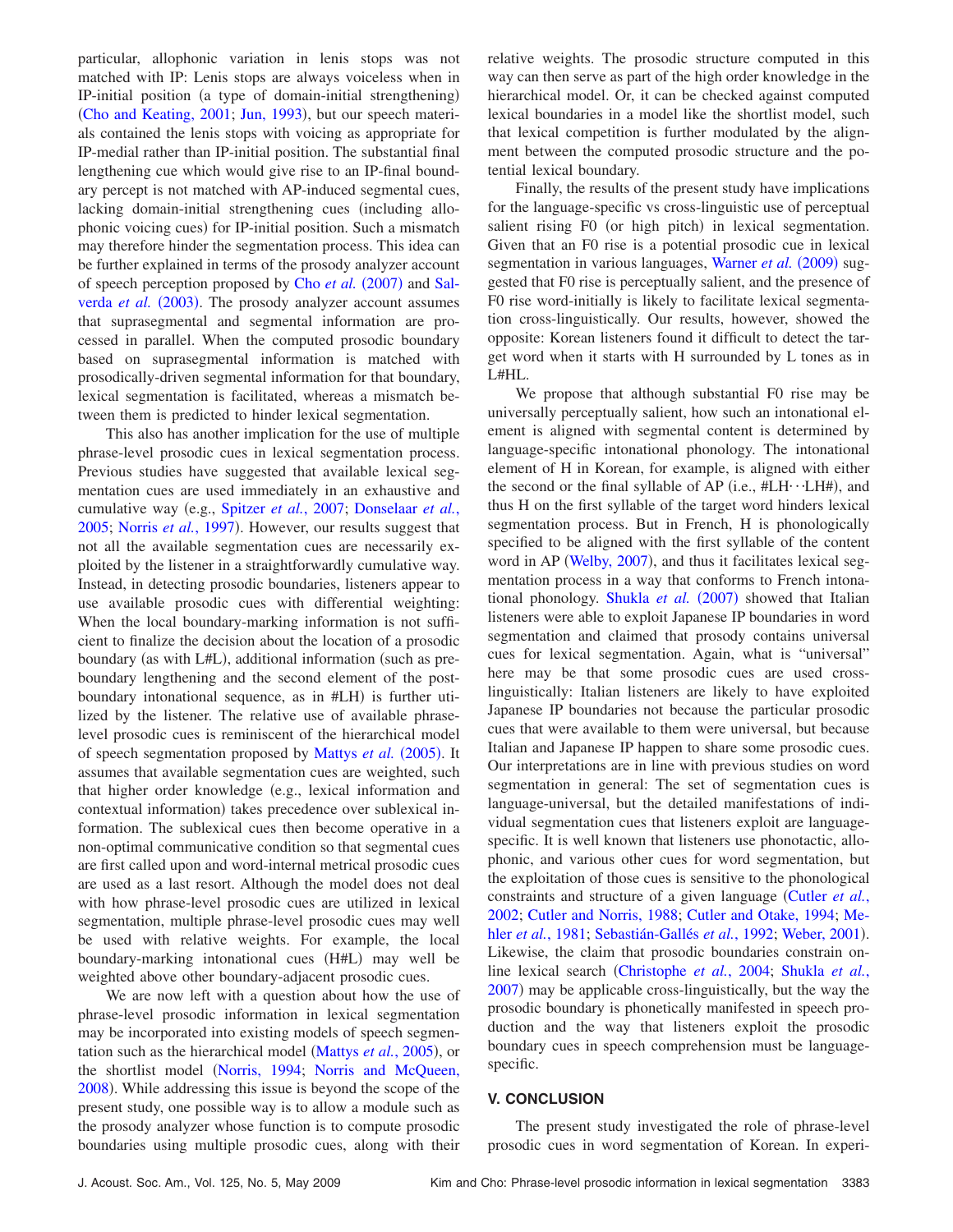particular, allophonic variation in lenis stops was not matched with IP: Lenis stops are always voiceless when in IP-initial position (a type of domain-initial strengthening) (Cho and Keating, 2001; Jun, 1993), but our speech materials contained the lenis stops with voicing as appropriate for IP-medial rather than IP-initial position. The substantial final lengthening cue which would give rise to an IP-final boundary percept is not matched with AP-induced segmental cues, lacking domain-initial strengthening cues (including allophonic voicing cues) for IP-initial position. Such a mismatch may therefore hinder the segmentation process. This idea can be further explained in terms of the prosody analyzer account of speech perception proposed by Cho *et al.* (2007) and Salverda *et al.* (2003). The prosody analyzer account assumes that suprasegmental and segmental information are processed in parallel. When the computed prosodic boundary based on suprasegmental information is matched with prosodically-driven segmental information for that boundary, lexical segmentation is facilitated, whereas a mismatch between them is predicted to hinder lexical segmentation.

This also has another implication for the use of multiple phrase-level prosodic cues in lexical segmentation process. Previous studies have suggested that available lexical segmentation cues are used immediately in an exhaustive and cumulative way (e.g., Spitzer *et al.*, 2007; Donselaar *et al.*, 2005; Norris *et al.*, 1997). However, our results suggest that not all the available segmentation cues are necessarily exploited by the listener in a straightforwardly cumulative way. Instead, in detecting prosodic boundaries, listeners appear to use available prosodic cues with differential weighting: When the local boundary-marking information is not sufficient to finalize the decision about the location of a prosodic boundary (as with L#L), additional information (such as preboundary lengthening and the second element of the postboundary intonational sequence, as in #LH) is further utilized by the listener. The relative use of available phrase-level prosodic cues is reminiscent of the hierarchical model of speech segmentation proposed by Mattys *et al.* (2005). It assumes that available segmentation cues are weighted, such that higher order knowledge (e.g., lexical information and contextual information) takes precedence over sublexical information. The sublexical cues then become operative in a non-optimal communicative condition so that segmental cues are first called upon and word-internal metrical prosodic cues are used as a last resort. Although the model does not deal with how phrase-level prosodic cues are utilized in lexical segmentation, multiple phrase-level prosodic cues may well be used with relative weights. For example, the local boundary-marking intonational cues (H#L) may well be weighted above other boundary-adjacent prosodic cues.

We are now left with a question about how the use of phrase-level prosodic information in lexical segmentation may be incorporated into existing models of speech segmentation such as the hierarchical model (Mattys *et al.*, 2005), or the shortlist model (Norris, 1994; Norris and McQueen, 2008). While addressing this issue is beyond the scope of the present study, one possible way is to allow a module such as the prosody analyzer whose function is to compute prosodic boundaries using multiple prosodic cues, along with their relative weights. The prosodic structure computed in this way can then serve as part of the high order knowledge in the hierarchical model. Or, it can be checked against computed lexical boundaries in a model like the shortlist model, such that lexical competition is further modulated by the alignment between the computed prosodic structure and the potential lexical boundary.

Finally, the results of the present study have implications for the language-specific vs cross-linguistic use of perceptual salient rising F0 (or high pitch) in lexical segmentation. Given that an F0 rise is a potential prosodic cue in lexical segmentation in various languages, Warner *et al.* (2009) suggested that F0 rise is perceptually salient, and the presence of F0 rise word-initially is likely to facilitate lexical segmentation cross-linguistically. Our results, however, showed the opposite: Korean listeners found it difficult to detect the target word when it starts with H surrounded by L tones as in L#HL.

We propose that although substantial F0 rise may be universally perceptually salient, how such an intonational element is aligned with segmental content is determined by language-specific intonational phonology. The intonational element of H in Korean, for example, is aligned with either the second or the final syllable of AP (i.e., #LH···LH#), and thus H on the first syllable of the target word hinders lexical segmentation process. But in French, H is phonologically specified to be aligned with the first syllable of the content word in AP (Welby, 2007), and thus it facilitates lexical segmentation process in a way that conforms to French intonational phonology. Shukla *et al.* (2007) showed that Italian listeners were able to exploit Japanese IP boundaries in word segmentation and claimed that prosody contains universal cues for lexical segmentation. Again, what is "universal" here may be that some prosodic cues are used cross-linguistically: Italian listeners are likely to have exploited Japanese IP boundaries not because the particular prosodic cues that were available to them were universal, but because Italian and Japanese IP happen to share some prosodic cues. Our interpretations are in line with previous studies on word segmentation in general: The set of segmentation cues is language-universal, but the detailed manifestations of individual segmentation cues that listeners exploit are language-specific. It is well known that listeners use phonotactic, allophonic, and various other cues for word segmentation, but the exploitation of those cues is sensitive to the phonological constraints and structure of a given language (Cutler *et al.*, 2002; Cutler and Norris, 1988; Cutler and Otake, 1994; Mehler *et al.*, 1981; Sebastián-Gallés *et al.*, 1992; Weber, 2001). Likewise, the claim that prosodic boundaries constrain online lexical search (Christophe *et al.*, 2004; Shukla *et al.*, 2007) may be applicable cross-linguistically, but the way the prosodic boundary is phonetically manifested in speech production and the way that listeners exploit the prosodic boundary cues in speech comprehension must be language-specific.

## V. CONCLUSION

The present study investigated the role of phrase-level prosodic cues in word segmentation of Korean. In experi-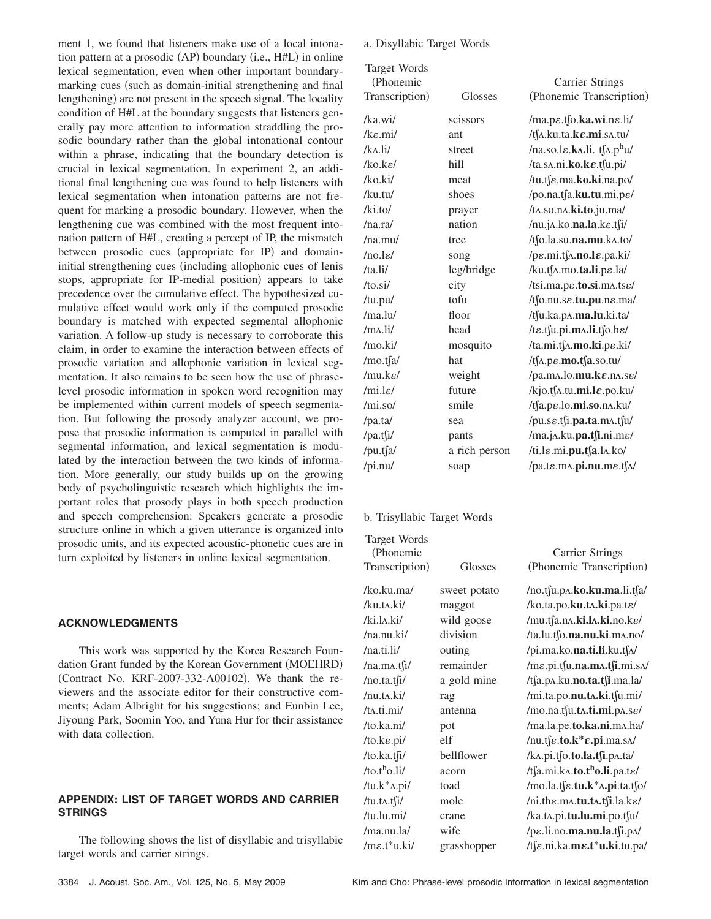ment 1, we found that listeners make use of a local intonation pattern at a prosodic (AP) boundary (i.e., H#L) in online lexical segmentation, even when other important boundary-marking cues (such as domain-initial strengthening and final lengthening) are not present in the speech signal. The locality condition of H#L at the boundary suggests that listeners generally pay more attention to information straddling the prosodic boundary rather than the global intonational contour within a phrase, indicating that the boundary detection is crucial in lexical segmentation. In experiment 2, an additional final lengthening cue was found to help listeners with lexical segmentation when intonation patterns are not frequent for marking a prosodic boundary. However, when the lengthening cue was combined with the most frequent intonation pattern of H#L, creating a percept of IP, the mismatch between prosodic cues (appropriate for IP) and domain-initial strengthening cues (including allophonic cues of lenis stops, appropriate for IP-medial position) appears to take precedence over the cumulative effect. The hypothesized cumulative effect would work only if the computed prosodic boundary is matched with expected segmental allophonic variation. A follow-up study is necessary to corroborate this claim, in order to examine the interaction between effects of prosodic variation and allophonic variation in lexical segmentation. It also remains to be seen how the use of phrase-level prosodic information in spoken word recognition may be implemented within current models of speech segmentation. But following the prosody analyzer account, we propose that prosodic information is computed in parallel with segmental information, and lexical segmentation is modulated by the interaction between the two kinds of information. More generally, our study builds up on the growing body of psycholinguistic research which highlights the important roles that prosody plays in both speech production and speech comprehension: Speakers generate a prosodic structure online in which a given utterance is organized into prosodic units, and its expected acoustic-phonetic cues are in turn exploited by listeners in online lexical segmentation.

## ACKNOWLEDGMENTS

This work was supported by the Korea Research Foundation Grant funded by the Korean Government (MOEHRD) (Contract No. KRF-2007-332-A00102). We thank the reviewers and the associate editor for their constructive comments; Adam Albright for his suggestions; and Eunbin Lee, Jiyoung Park, Soomin Yoo, and Yuna Hur for their assistance with data collection.

## APPENDIX: LIST OF TARGET WORDS AND CARRIER STRINGS

The following shows the list of disyllabic and trisyllabic target words and carrier strings.

a. Disyllabic Target Words

| Target Words (Phonemic Transcription) | Glosses | Carrier Strings (Phonemic Transcription) |
|---|---|---|
| /ka.wi/ | scissors | /ma.pɛ.tʃo.**ka.wi**.nɛ.li/ |
| /kɛ.mi/ | ant | /tʃʌ.ku.ta.**kɛ.mi**.sʌ.tu/ |
| /kʌ.li/ | street | /na.so.lɛ.**kʌ.li**. tʃʌ.pʰu/ |
| /ko.kɛ/ | hill | /ta.sʌ.ni.**ko.kɛ**.tʃu.pi/ |
| /ko.ki/ | meat | /tu.tʃɛ.ma.**ko.ki**.na.po/ |
| /ku.tu/ | shoes | /po.na.tʃa.**ku.tu**.mi.pɛ/ |
| /ki.to/ | prayer | /tʌ.so.nʌ.**ki.to**.ju.ma/ |
| /na.ra/ | nation | /nu.jʌ.ko.**na.la**.kɛ.tʃi/ |
| /na.mu/ | tree | /tʃo.la.su.**na.mu**.kʌ.to/ |
| /no.lɛ/ | song | /pɛ.mi.tʃʌ.**no.lɛ**.pa.ki/ |
| /ta.li/ | leg/bridge | /ku.tʃʌ.mo.**ta.li**.pɛ.la/ |
| /to.si/ | city | /tsi.ma.pɛ.**to.si**.mʌ.tsɛ/ |
| /tu.pu/ | tofu | /tʃo.nu.sɛ.**tu.pu**.nɛ.ma/ |
| /ma.lu/ | floor | /tʃu.ka.pʌ.**ma.lu**.ki.ta/ |
| /mʌ.li/ | head | /tɛ.tʃu.pi.**mʌ.li**.tʃo.hɛ/ |
| /mo.ki/ | mosquito | /ta.mi.tʃʌ.**mo.ki**.pɛ.ki/ |
| /mo.tʃa/ | hat | /tʃʌ.pɛ.**mo.tʃa**.so.tu/ |
| /mu.kɛ/ | weight | /pa.mʌ.lo.**mu.kɛ**.nʌ.sɛ/ |
| /mi.lɛ/ | future | /kjo.tʃʌ.tu.**mi.lɛ**.po.ku/ |
| /mi.so/ | smile | /tʃa.pɛ.lo.**mi.so**.nʌ.ku/ |
| /pa.ta/ | sea | /pu.sɛ.tʃi.**pa.ta**.mʌ.tʃu/ |
| /pa.tʃi/ | pants | /ma.jʌ.ku.**pa.tʃi**.ni.mɛ/ |
| /pu.tʃa/ | a rich person | /ti.lɛ.mi.**pu.tʃa**.lʌ.ko/ |
| /pi.nu/ | soap | /pa.tɛ.mʌ.**pi.nu**.mɛ.tʃʌ/ |

b. Trisyllabic Target Words

| Target Words (Phonemic Transcription) | Glosses | Carrier Strings (Phonemic Transcription) |
|---|---|---|
| /ko.ku.ma/ | sweet potato | /no.tʃu.pʌ.**ko.ku.ma**.li.tʃa/ |
| /ku.tʌ.ki/ | maggot | /ko.ta.po.**ku.tʌ.ki**.pa.tɛ/ |
| /ki.lʌ.ki/ | wild goose | /mu.tʃa.nʌ.**ki.lʌ.ki**.no.kɛ/ |
| /na.nu.ki/ | division | /ta.lu.tʃo.**na.nu.ki**.mʌ.no/ |
| /na.ɨ.li/ | outing | /pi.ma.ko.**na.ɨ.li**.ku.tʃʌ/ |
| /na.mʌ.tʃi/ | remainder | /mɛ.pi.tʃu.**na.mʌ.tʃi**.mi.sʌ/ |
| /no.ta.tʃi/ | a gold mine | /tʃa.pʌ.ku.**no.ta.tʃi**.ma.la/ |
| /nu.tʌ.ki/ | rag | /mi.ta.po.**nu.tʌ.ki**.tʃu.mi/ |
| /tʌ.ɨ.mi/ | antenna | /mo.na.tʃu.**tʌ.ɨ.mi**.pʌ.sɛ/ |
| /to.ka.ni/ | pot | /ma.la.pe.**to.ka.ni**.mʌ.ha/ |
| /to.kɛ.pi/ | elf | /nu.tʃɛ.**to.k*ɛ.pi**.ma.sʌ/ |
| /to.ka.tʃi/ | bellflower | /kʌ.pi.tʃo.**to.la.tʃi**.pʌ.ta/ |
| /to.tʰo.li/ | acorn | /tʃa.mi.kʌ.**to.tʰo.li**.pa.tɛ/ |
| /tu.k*ʌ.pi/ | toad | /mo.la.tʃɛ.**tu.k*ʌ.pi**.ta.tʃo/ |
| /tu.tʌ.tʃi/ | mole | /ni.thɛ.mʌ.**tu.tʌ.tʃi**.la.kɛ/ |
| /tu.lu.mi/ | crane | /ka.tʌ.pi.**tu.lu.mi**.po.tʃu/ |
| /ma.nu.la/ | wife | /pɛ.li.no.**ma.nu.la**.tʃi.pʌ/ |
| /mɛ.t*u.ki/ | grasshopper | /tʃɛ.ni.ka.**mɛ.t*u.ki**.tu.pa/ |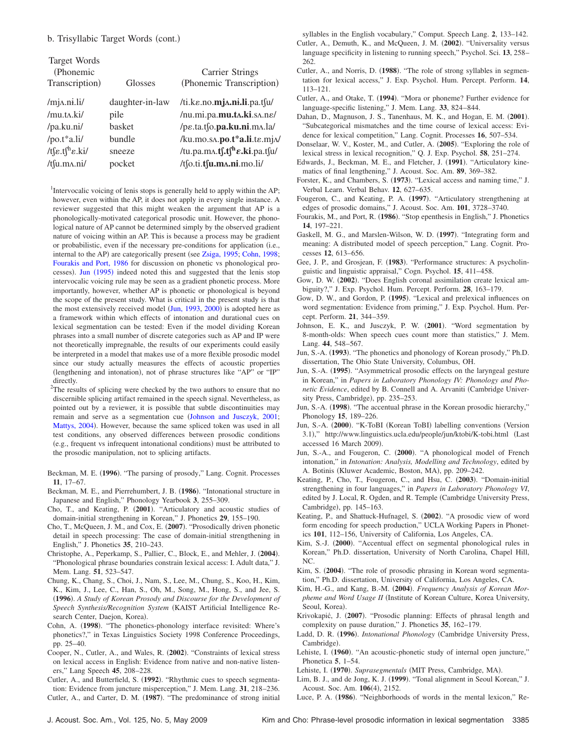b. Trisyllabic Target Words (cont.)

| Target Words (Phonemic Transcription) | Glosses | Carrier Strings (Phonemic Transcription) |
|---|---|---|
| /mjʌ.nɨ.li/ | daughter-in-law | /ti.kɛ.no.**mjʌ.nɨ.li**.pa.tʃu/ |
| /mu.tʌ.ki/ | pile | /nu.mi.pa.**mu.tʌ.ki**.sʌ.nɛ/ |
| /pa.ku.ni/ | basket | /pɛ.ta.tʃo.**pa.ku.ni**.mʌ.la/ |
| /po.t*a.li/ | bundle | /ku.mo.sʌ.**po.t*a.li**.tɛ.mjʌ/ |
| /tʃɛ.tʃʰɛ.ki/ | sneeze | /tu.pa.mʌ.**tʃ.tʃʰɛ.ki**.pa.tʃu/ |
| /tʃu.mʌ.ni/ | pocket | /tʃo.ti.**tʃu.mʌ.ni**.mo.li/ |

[1]Intervocalic voicing of lenis stops is generally held to apply within the AP; however, even within the AP, it does not apply in every single instance. A reviewer suggested that this might weaken the argument that AP is a phonologically-motivated categorical prosodic unit. However, the phonological nature of AP cannot be determined simply by the observed gradient nature of voicing within an AP. This is because a process may be gradient or probabilistic, even if the necessary pre-conditions for application (i.e., internal to the AP) are categorically present (see Zsiga, 1995; Cohn, 1998; Fourakis and Port, 1986 for discussion on phonetic vs phonological processes). Jun (1995) indeed noted this and suggested that the lenis stop intervocalic voicing rule may be seen as a gradient phonetic process. More importantly, however, whether AP is phonetic or phonological is beyond the scope of the present study. What is critical in the present study is that the most extensively received model (Jun, 1993, 2000) is adopted here as a framework within which effects of intonation and durational cues on lexical segmentation can be tested: Even if the model dividing Korean phrases into a small number of discrete categories such as AP and IP were not theoretically impregnable, the results of our experiments could easily be interpreted in a model that makes use of a more flexible prosodic model since our study actually measures the effects of acoustic properties (lengthening and intonation), not of phrase structures like "AP" or "IP" directly.

[2]The results of splicing were checked by the two authors to ensure that no discernible splicing artifact remained in the speech signal. Nevertheless, as pointed out by a reviewer, it is possible that subtle discontinuities may remain and serve as a segmentation cue (Johnson and Jusczyk, 2001; Mattys, 2004). However, because the same spliced token was used in all test conditions, any observed differences between prosodic conditions (e.g., frequent vs infrequent intonational conditions) must be attributed to the prosodic manipulation, not to splicing artifacts.

Beckman, M. E. (**1996**). "The parsing of prosody," Lang. Cognit. Processes **11**, 17–67.

Beckman, M. E., and Pierrehumbert, J. B. (**1986**). "Intonational structure in Japanese and English," Phonology Yearbook **3**, 255–309.

Cho, T., and Keating, P. (**2001**). "Articulatory and acoustic studies of domain-initial strengthening in Korean," J. Phonetics **29**, 155–190.

Cho, T., McQueen, J. M., and Cox, E. (**2007**). "Prosodically driven phonetic detail in speech processing: The case of domain-initial strengthening in English," J. Phonetics **35**, 210–243.

Christophe, A., Peperkamp, S., Pallier, C., Block, E., and Mehler, J. (**2004**). "Phonological phrase boundaries constrain lexical access: I. Adult data," J. Mem. Lang. **51**, 523–547.

Chung, K., Chang, S., Choi, J., Nam, S., Lee, M., Chung, S., Koo, H., Kim, K., Kim, J., Lee, C., Han, S., Oh, M., Song, M., Hong, S., and Jee, S. (**1996**). *A Study of Korean Prosody and Discourse for the Development of Speech Synthesis/Recognition System* (KAIST Artificial Intelligence Research Center, Daejon, Korea).

Cohn, A. (**1998**). "The phonetics-phonology interface revisited: Where's phonetics?," in Texas Linguistics Society 1998 Conference Proceedings, pp. 25–40.

Cooper, N., Cutler, A., and Wales, R. (**2002**). "Constraints of lexical stress on lexical access in English: Evidence from native and non-native listeners," Lang Speech **45**, 208–228.

Cutler, A., and Butterfield, S. (**1992**). "Rhythmic cues to speech segmentation: Evidence from juncture misperception," J. Mem. Lang. **31**, 218–236.

Cutler, A., and Carter, D. M. (**1987**). "The predominance of strong initial syllables in the English vocabulary," Comput. Speech Lang. **2**, 133–142.

Cutler, A., Demuth, K., and McQueen, J. M. (**2002**). "Universality versus language specificity in listening to running speech," Psychol. Sci. **13**, 258–262.

Cutler, A., and Norris, D. (**1988**). "The role of strong syllables in segmentation for lexical access," J. Exp. Psychol. Hum. Percept. Perform. **14**, 113–121.

Cutler, A., and Otake, T. (**1994**). "Mora or phoneme? Further evidence for language-specific listening," J. Mem. Lang. **33**, 824–844.

Dahan, D., Magnuson, J. S., Tanenhaus, M. K., and Hogan, E. M. (**2001**). "Subcategorical mismatches and the time course of lexical access: Evidence for lexical competition," Lang. Cognit. Processes **16**, 507–534.

Donselaar, W. V., Koster, M., and Cutler, A. (**2005**). "Exploring the role of lexical stress in lexical recognition," Q. J. Exp. Psychol. **58**, 251–274.

Edwards, J., Beckman, M. E., and Fletcher, J. (**1991**). "Articulatory kinematics of final lengthening," J. Acoust. Soc. Am. **89**, 369–382.

Forster, K., and Chambers, S. (**1973**). "Lexical access and naming time," J. Verbal Learn. Verbal Behav. **12**, 627–635.

Fougeron, C., and Keating, P. A. (**1997**). "Articulatory strengthening at edges of prosodic domains," J. Acoust. Soc. Am. **101**, 3728–3740.

Fourakis, M., and Port, R. (**1986**). "Stop epenthesis in English," J. Phonetics **14**, 197–221.

Gaskell, M. G., and Marslen-Wilson, W. D. (**1997**). "Integrating form and meaning: A distributed model of speech perception," Lang. Cognit. Processes **12**, 613–656.

Gee, J. P., and Grosjean, F. (**1983**). "Performance structures: A psycholinguistic and linguistic appraisal," Cogn. Psychol. **15**, 411–458.

Gow, D. W. (**2002**). "Does English coronal assimilation create lexical ambiguity?," J. Exp. Psychol. Hum. Percept. Perform. **28**, 163–179.

Gow, D. W., and Gordon, P. (**1995**). "Lexical and prelexical influences on word segmentation: Evidence from priming," J. Exp. Psychol. Hum. Percept. Perform. **21**, 344–359.

Johnson, E. K., and Jusczyk, P. W. (**2001**). "Word segmentation by 8-month-olds: When speech cues count more than statistics," J. Mem. Lang. **44**, 548–567.

Jun, S.-A. (**1993**). "The phonetics and phonology of Korean prosody," Ph.D. dissertation, The Ohio State University, Columbus, OH.

Jun, S.-A. (**1995**). "Asymmetrical prosodic effects on the laryngeal gesture in Korean," in *Papers in Laboratory Phonology IV: Phonology and Phonetic Evidence*, edited by B. Connell and A. Arvaniti (Cambridge University Press, Cambridge), pp. 235–253.

Jun, S.-A. (**1998**). "The accentual phrase in the Korean prosodic hierarchy," Phonology **15**, 189–226.

Jun, S.-A. (**2000**). "K-ToBI (Korean ToBI) labelling conventions (Version 3.1)," http://www.linguistics.ucla.edu/people/jun/ktobi/K-tobi.html (Last accessed 16 March 2009).

Jun, S.-A., and Fougeron, C. (**2000**). "A phonological model of French intonation," in *Intonation: Analysis, Modelling and Technology*, edited by A. Botinis (Kluwer Academic, Boston, MA), pp. 209–242.

Keating, P., Cho, T., Fougeron, C., and Hsu, C. (**2003**). "Domain-initial strengthening in four languages," in *Papers in Laboratory Phonology VI*, edited by J. Local, R. Ogden, and R. Temple (Cambridge University Press, Cambridge), pp. 145–163.

Keating, P., and Shattuck-Hufnagel, S. (**2002**). "A prosodic view of word form encoding for speech production," UCLA Working Papers in Phonetics **101**, 112–156, University of California, Los Angeles, CA.

Kim, S.-J. (**2000**). "Accentual effect on segmental phonological rules in Korean," Ph.D. dissertation, University of North Carolina, Chapel Hill, NC.

Kim, S. (**2004**). "The role of prosodic phrasing in Korean word segmentation," Ph.D. dissertation, University of California, Los Angeles, CA.

Kim, H.-G., and Kang, B.-M. (**2004**). *Frequency Analysis of Korean Morpheme and Word Usage II* (Institute of Korean Culture, Korea University, Seoul, Korea).

Krivokapić, J. (**2007**). "Prosodic planning: Effects of phrasal length and complexity on pause duration," J. Phonetics **35**, 162–179.

Ladd, D. R. (**1996**). *Intonational Phonology* (Cambridge University Press, Cambridge).

Lehiste, I. (**1960**). "An acoustic-phonetic study of internal open juncture," Phonetica **5**, 1–54.

Lehiste, I. (**1970**). *Suprasegmentals* (MIT Press, Cambridge, MA).

Lim, B. J., and de Jong, K. J. (**1999**). "Tonal alignment in Seoul Korean," J. Acoust. Soc. Am. **106**(4), 2152.

Luce, P. A. (**1986**). "Neighborhoods of words in the mental lexicon," Re-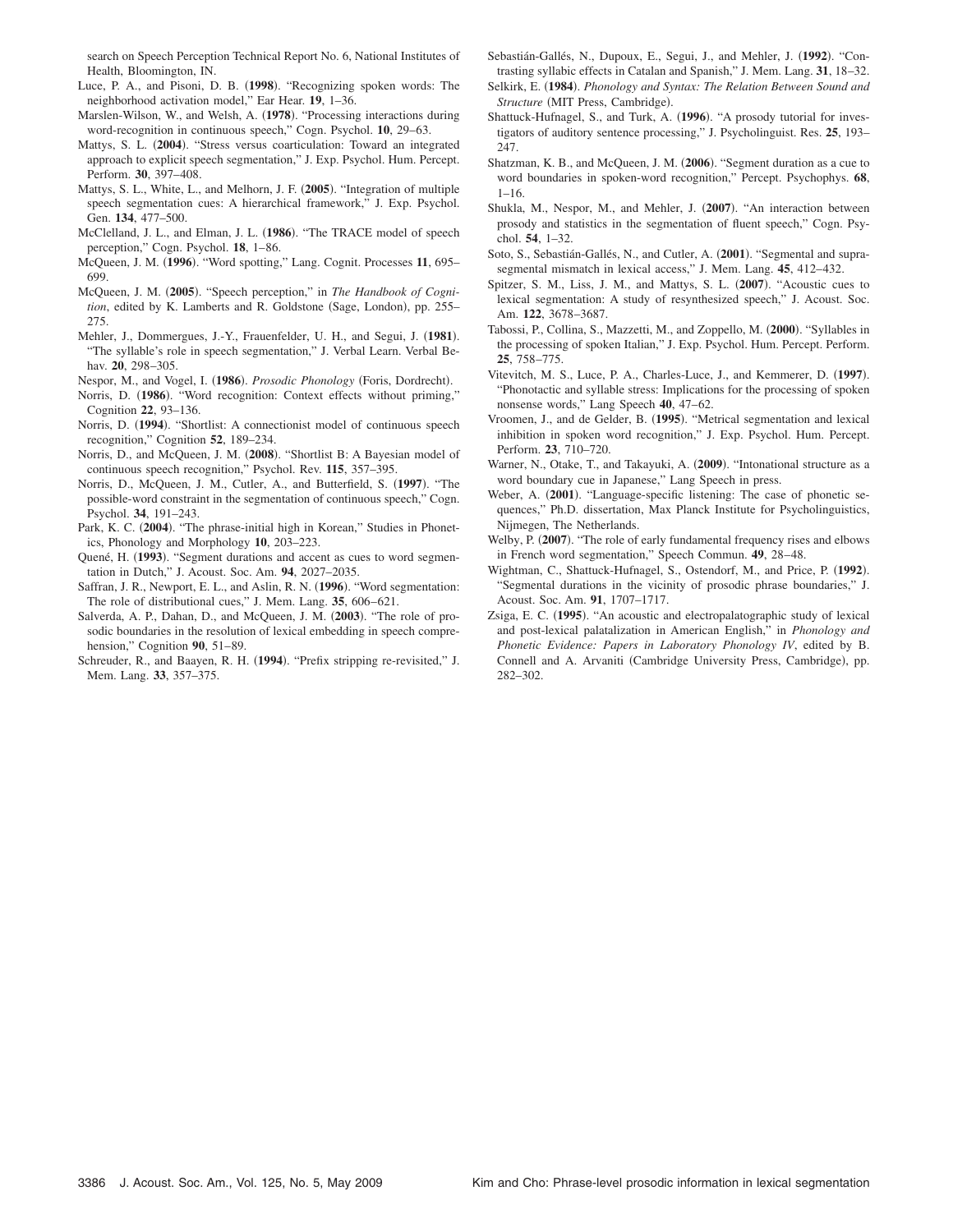search on Speech Perception Technical Report No. 6, National Institutes of Health, Bloomington, IN.

Luce, P. A., and Pisoni, D. B. (**1998**). "Recognizing spoken words: The neighborhood activation model," Ear Hear. **19**, 1–36.

Marslen-Wilson, W., and Welsh, A. (**1978**). "Processing interactions during word-recognition in continuous speech," Cogn. Psychol. **10**, 29–63.

Mattys, S. L. (**2004**). "Stress versus coarticulation: Toward an integrated approach to explicit speech segmentation," J. Exp. Psychol. Hum. Percept. Perform. **30**, 397–408.

Mattys, S. L., White, L., and Melhorn, J. F. (**2005**). "Integration of multiple speech segmentation cues: A hierarchical framework," J. Exp. Psychol. Gen. **134**, 477–500.

McClelland, J. L., and Elman, J. L. (**1986**). "The TRACE model of speech perception," Cogn. Psychol. **18**, 1–86.

McQueen, J. M. (**1996**). "Word spotting," Lang. Cognit. Processes **11**, 695–699.

McQueen, J. M. (**2005**). "Speech perception," in *The Handbook of Cognition*, edited by K. Lamberts and R. Goldstone (Sage, London), pp. 255–275.

Mehler, J., Dommergues, J.-Y., Frauenfelder, U. H., and Segui, J. (**1981**). "The syllable's role in speech segmentation," J. Verbal Learn. Verbal Behav. **20**, 298–305.

Nespor, M., and Vogel, I. (**1986**). *Prosodic Phonology* (Foris, Dordrecht).

Norris, D. (**1986**). "Word recognition: Context effects without priming," Cognition **22**, 93–136.

Norris, D. (**1994**). "Shortlist: A connectionist model of continuous speech recognition," Cognition **52**, 189–234.

Norris, D., and McQueen, J. M. (**2008**). "Shortlist B: A Bayesian model of continuous speech recognition," Psychol. Rev. **115**, 357–395.

Norris, D., McQueen, J. M., Cutler, A., and Butterfield, S. (**1997**). "The possible-word constraint in the segmentation of continuous speech," Cogn. Psychol. **34**, 191–243.

Park, K. C. (**2004**). "The phrase-initial high in Korean," Studies in Phonetics, Phonology and Morphology **10**, 203–223.

Quené, H. (**1993**). "Segment durations and accent as cues to word segmentation in Dutch," J. Acoust. Soc. Am. **94**, 2027–2035.

Saffran, J. R., Newport, E. L., and Aslin, R. N. (**1996**). "Word segmentation: The role of distributional cues," J. Mem. Lang. **35**, 606–621.

Salverda, A. P., Dahan, D., and McQueen, J. M. (**2003**). "The role of prosodic boundaries in the resolution of lexical embedding in speech comprehension," Cognition **90**, 51–89.

Schreuder, R., and Baayen, R. H. (**1994**). "Prefix stripping re-revisited," J. Mem. Lang. **33**, 357–375.

Sebastián-Gallés, N., Dupoux, E., Segui, J., and Mehler, J. (**1992**). "Contrasting syllabic effects in Catalan and Spanish," J. Mem. Lang. **31**, 18–32.

Selkirk, E. (**1984**). *Phonology and Syntax: The Relation Between Sound and Structure* (MIT Press, Cambridge).

Shattuck-Hufnagel, S., and Turk, A. (**1996**). "A prosody tutorial for investigators of auditory sentence processing," J. Psycholinguist. Res. **25**, 193–247.

Shatzman, K. B., and McQueen, J. M. (**2006**). "Segment duration as a cue to word boundaries in spoken-word recognition," Percept. Psychophys. **68**, 1–16.

Shukla, M., Nespor, M., and Mehler, J. (**2007**). "An interaction between prosody and statistics in the segmentation of fluent speech," Cogn. Psychol. **54**, 1–32.

Soto, S., Sebastián-Gallés, N., and Cutler, A. (**2001**). "Segmental and suprasegmental mismatch in lexical access," J. Mem. Lang. **45**, 412–432.

Spitzer, S. M., Liss, J. M., and Mattys, S. L. (**2007**). "Acoustic cues to lexical segmentation: A study of resynthesized speech," J. Acoust. Soc. Am. **122**, 3678–3687.

Tabossi, P., Collina, S., Mazzetti, M., and Zoppello, M. (**2000**). "Syllables in the processing of spoken Italian," J. Exp. Psychol. Hum. Percept. Perform. **25**, 758–775.

Vitevitch, M. S., Luce, P. A., Charles-Luce, J., and Kemmerer, D. (**1997**). "Phonotactic and syllable stress: Implications for the processing of spoken nonsense words," Lang Speech **40**, 47–62.

Vroomen, J., and de Gelder, B. (**1995**). "Metrical segmentation and lexical inhibition in spoken word recognition," J. Exp. Psychol. Hum. Percept. Perform. **23**, 710–720.

Warner, N., Otake, T., and Takayuki, A. (**2009**). "Intonational structure as a word boundary cue in Japanese," Lang Speech in press.

Weber, A. (**2001**). "Language-specific listening: The case of phonetic sequences," Ph.D. dissertation, Max Planck Institute for Psycholinguistics, Nijmegen, The Netherlands.

Welby, P. (**2007**). "The role of early fundamental frequency rises and elbows in French word segmentation," Speech Commun. **49**, 28–48.

Wightman, C., Shattuck-Hufnagel, S., Ostendorf, M., and Price, P. (**1992**). "Segmental durations in the vicinity of prosodic phrase boundaries," J. Acoust. Soc. Am. **91**, 1707–1717.

Zsiga, E. C. (**1995**). "An acoustic and electropalatographic study of lexical and post-lexical palatalization in American English," in *Phonology and Phonetic Evidence: Papers in Laboratory Phonology IV*, edited by B. Connell and A. Arvaniti (Cambridge University Press, Cambridge), pp. 282–302.